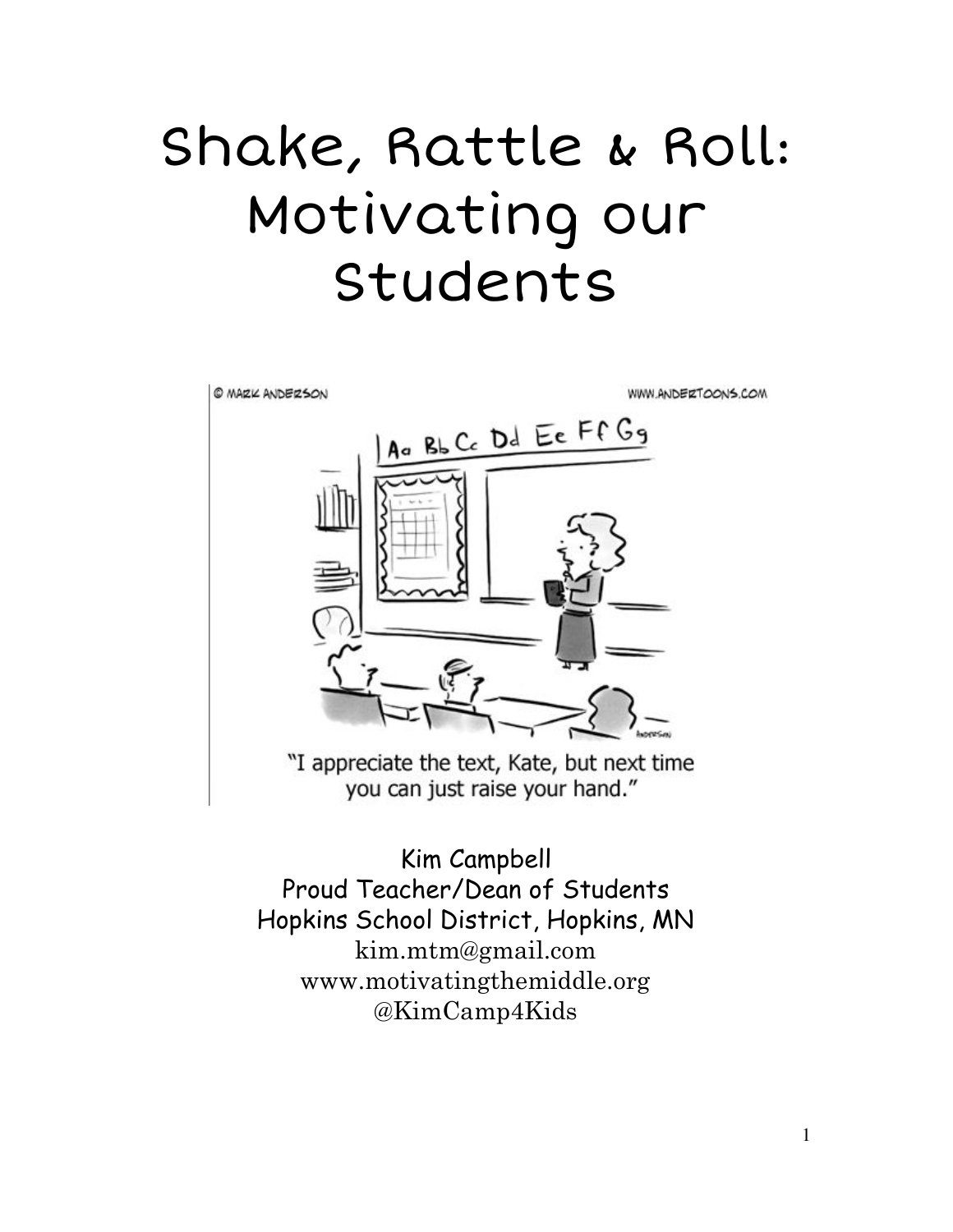# Shake, Rattle & Roll: Motivating our Students

"I appreciate the text, Kate, but next time you can just raise your hand."

Kim Campbell
Proud Teacher/Dean of Students
Hopkins School District, Hopkins, MN
kim.mtm@gmail.com
www.motivatingthemiddle.org
@KimCamp4Kids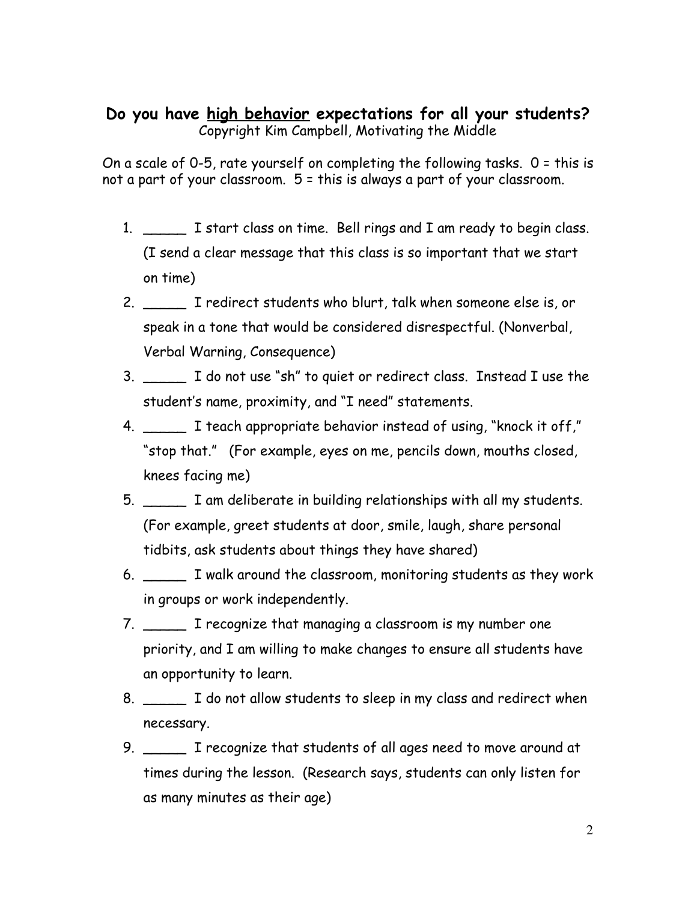## Do you have high behavior expectations for all your students?

Copyright Kim Campbell, Motivating the Middle

On a scale of 0-5, rate yourself on completing the following tasks. 0 = this is not a part of your classroom. 5 = this is always a part of your classroom.

1. _____ I start class on time. Bell rings and I am ready to begin class. (I send a clear message that this class is so important that we start on time)
2. _____ I redirect students who blurt, talk when someone else is, or speak in a tone that would be considered disrespectful. (Nonverbal, Verbal Warning, Consequence)
3. _____ I do not use "sh" to quiet or redirect class. Instead I use the student's name, proximity, and "I need" statements.
4. _____ I teach appropriate behavior instead of using, "knock it off," "stop that." (For example, eyes on me, pencils down, mouths closed, knees facing me)
5. _____ I am deliberate in building relationships with all my students. (For example, greet students at door, smile, laugh, share personal tidbits, ask students about things they have shared)
6. _____ I walk around the classroom, monitoring students as they work in groups or work independently.
7. _____ I recognize that managing a classroom is my number one priority, and I am willing to make changes to ensure all students have an opportunity to learn.
8. _____ I do not allow students to sleep in my class and redirect when necessary.
9. _____ I recognize that students of all ages need to move around at times during the lesson. (Research says, students can only listen for as many minutes as their age)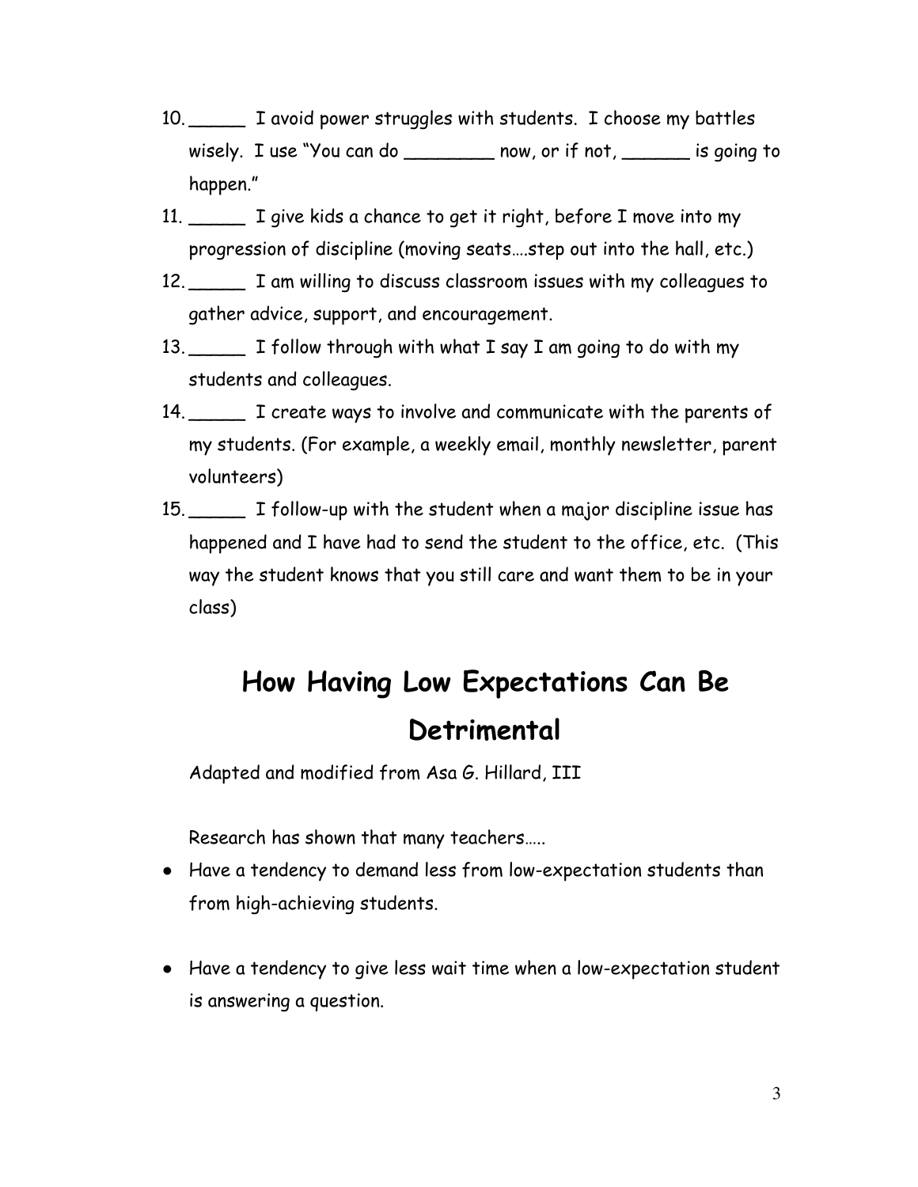10. _____ I avoid power struggles with students. I choose my battles wisely. I use "You can do ________ now, or if not, ______ is going to happen."
11. _____ I give kids a chance to get it right, before I move into my progression of discipline (moving seats….step out into the hall, etc.)
12. _____ I am willing to discuss classroom issues with my colleagues to gather advice, support, and encouragement.
13. _____ I follow through with what I say I am going to do with my students and colleagues.
14. _____ I create ways to involve and communicate with the parents of my students. (For example, a weekly email, monthly newsletter, parent volunteers)
15. _____ I follow-up with the student when a major discipline issue has happened and I have had to send the student to the office, etc. (This way the student knows that you still care and want them to be in your class)

# How Having Low Expectations Can Be Detrimental

Adapted and modified from Asa G. Hillard, III

Research has shown that many teachers…..

- Have a tendency to demand less from low-expectation students than from high-achieving students.

- Have a tendency to give less wait time when a low-expectation student is answering a question.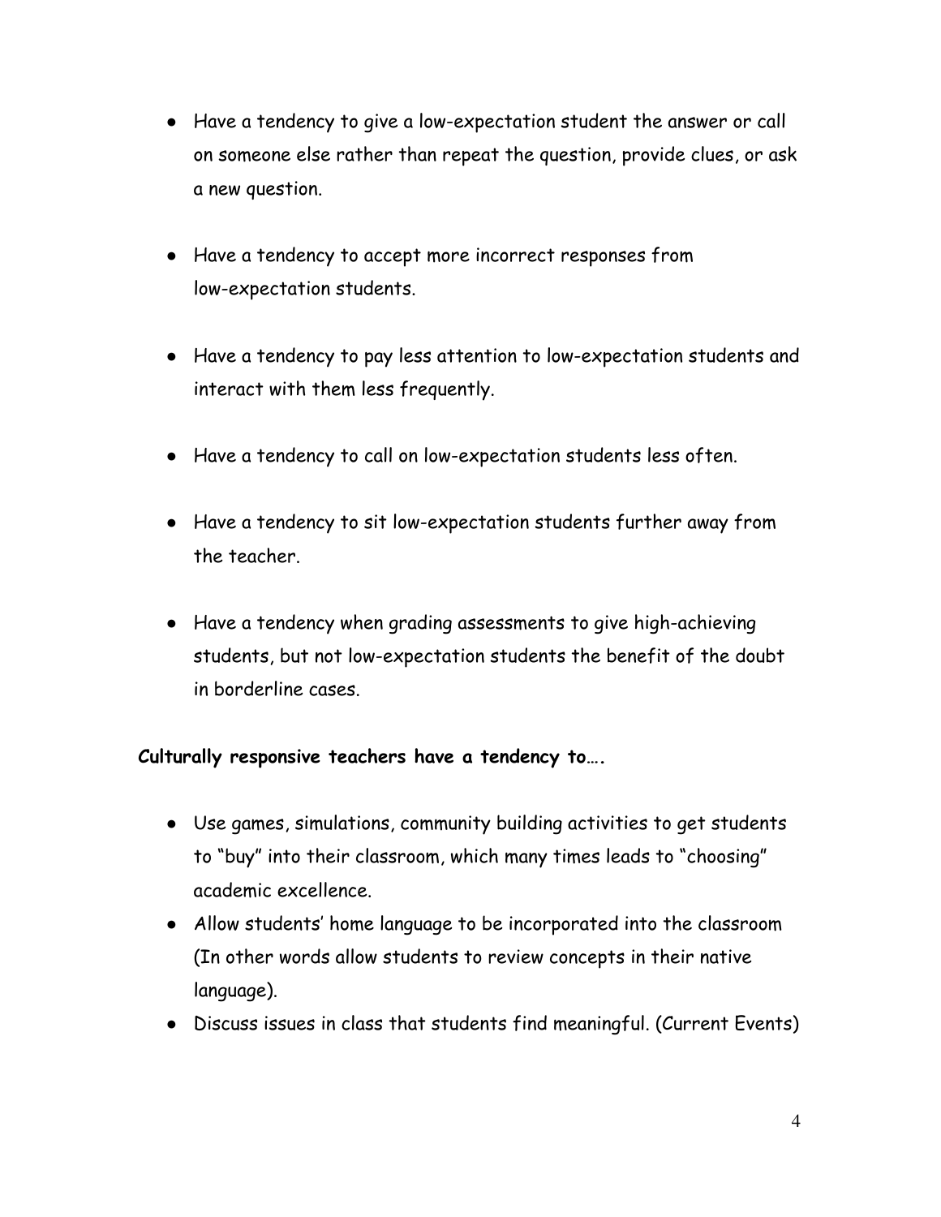- Have a tendency to give a low-expectation student the answer or call on someone else rather than repeat the question, provide clues, or ask a new question.

- Have a tendency to accept more incorrect responses from low-expectation students.

- Have a tendency to pay less attention to low-expectation students and interact with them less frequently.

- Have a tendency to call on low-expectation students less often.

- Have a tendency to sit low-expectation students further away from the teacher.

- Have a tendency when grading assessments to give high-achieving students, but not low-expectation students the benefit of the doubt in borderline cases.

**Culturally responsive teachers have a tendency to….**

- Use games, simulations, community building activities to get students to "buy" into their classroom, which many times leads to "choosing" academic excellence.
- Allow students' home language to be incorporated into the classroom (In other words allow students to review concepts in their native language).
- Discuss issues in class that students find meaningful. (Current Events)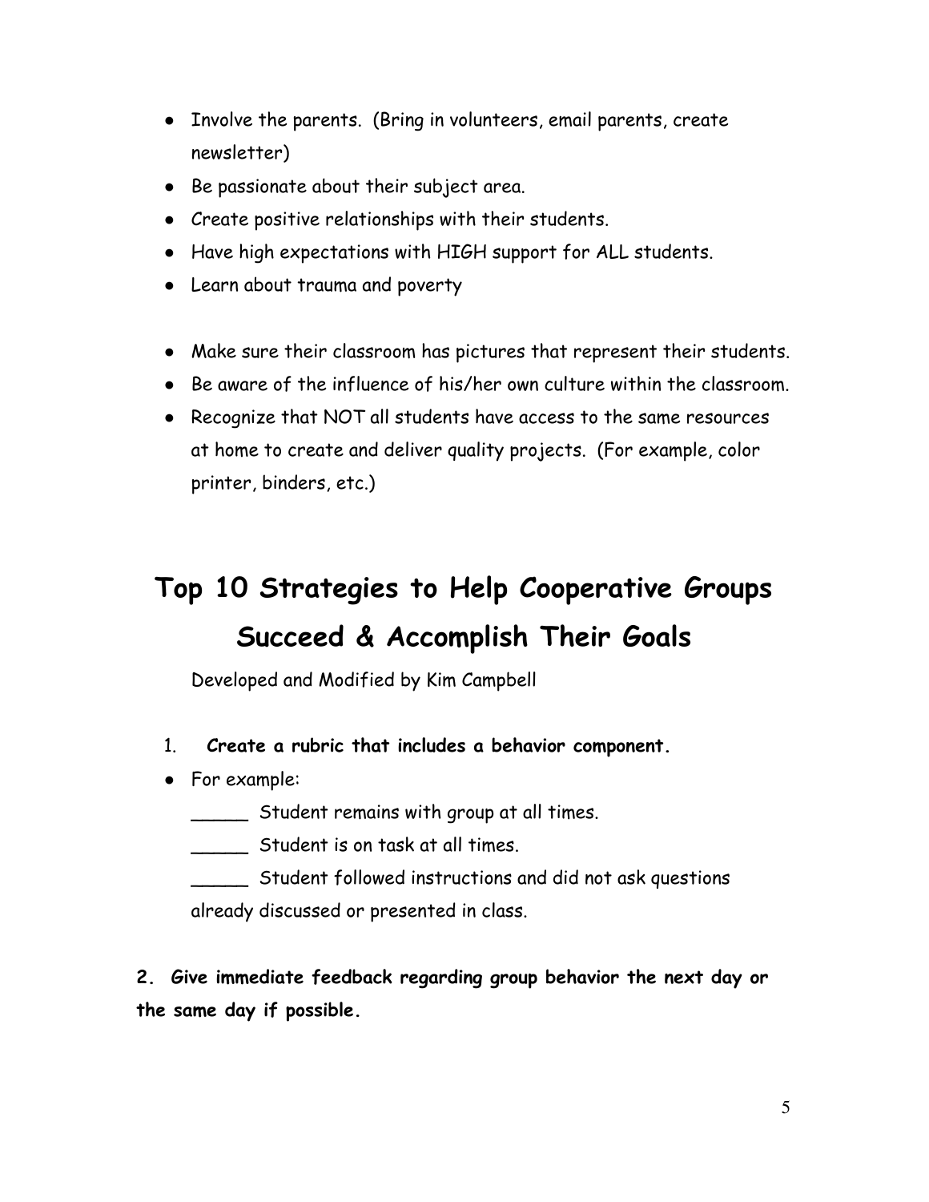- Involve the parents. (Bring in volunteers, email parents, create newsletter)
- Be passionate about their subject area.
- Create positive relationships with their students.
- Have high expectations with HIGH support for ALL students.
- Learn about trauma and poverty

- Make sure their classroom has pictures that represent their students.
- Be aware of the influence of his/her own culture within the classroom.
- Recognize that NOT all students have access to the same resources at home to create and deliver quality projects. (For example, color printer, binders, etc.)

# Top 10 Strategies to Help Cooperative Groups Succeed & Accomplish Their Goals

Developed and Modified by Kim Campbell

1. **Create a rubric that includes a behavior component.**

- For example:

  _____ Student remains with group at all times.

  _____ Student is on task at all times.

  _____ Student followed instructions and did not ask questions already discussed or presented in class.

**2. Give immediate feedback regarding group behavior the next day or the same day if possible.**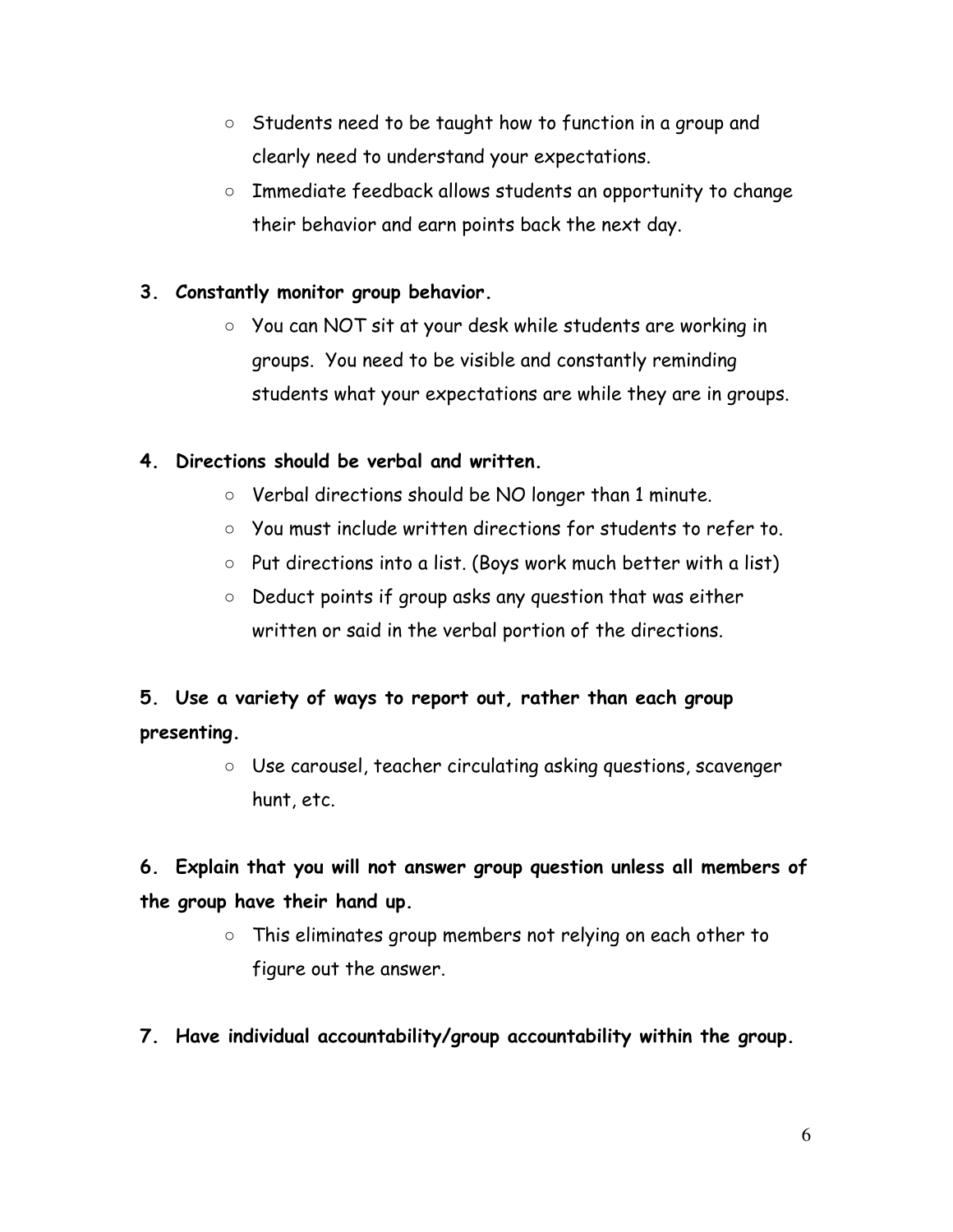- Students need to be taught how to function in a group and clearly need to understand your expectations.
- Immediate feedback allows students an opportunity to change their behavior and earn points back the next day.

**3. Constantly monitor group behavior.**

- You can NOT sit at your desk while students are working in groups. You need to be visible and constantly reminding students what your expectations are while they are in groups.

**4. Directions should be verbal and written.**

- Verbal directions should be NO longer than 1 minute.
- You must include written directions for students to refer to.
- Put directions into a list. (Boys work much better with a list)
- Deduct points if group asks any question that was either written or said in the verbal portion of the directions.

**5. Use a variety of ways to report out, rather than each group presenting.**

- Use carousel, teacher circulating asking questions, scavenger hunt, etc.

**6. Explain that you will not answer group question unless all members of the group have their hand up.**

- This eliminates group members not relying on each other to figure out the answer.

**7. Have individual accountability/group accountability within the group.**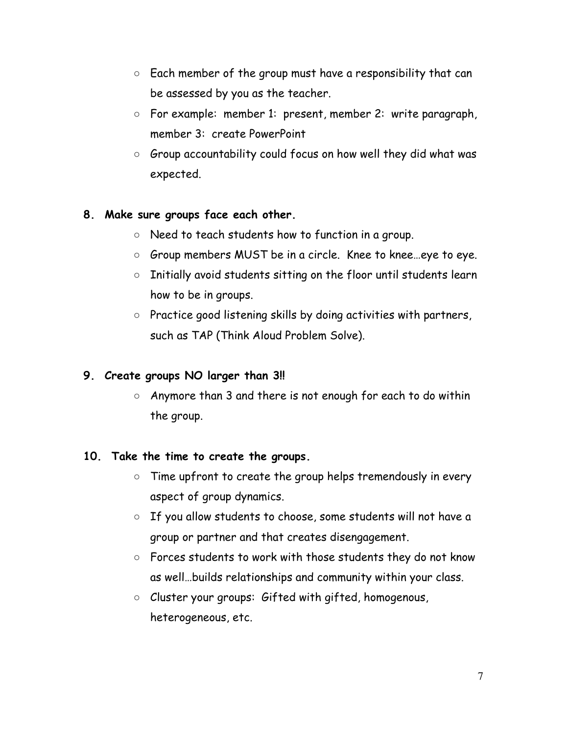- Each member of the group must have a responsibility that can be assessed by you as the teacher.
- For example: member 1: present, member 2: write paragraph, member 3: create PowerPoint
- Group accountability could focus on how well they did what was expected.

**8. Make sure groups face each other.**

- Need to teach students how to function in a group.
- Group members MUST be in a circle. Knee to knee…eye to eye.
- Initially avoid students sitting on the floor until students learn how to be in groups.
- Practice good listening skills by doing activities with partners, such as TAP (Think Aloud Problem Solve).

**9. Create groups NO larger than 3!!**

- Anymore than 3 and there is not enough for each to do within the group.

**10. Take the time to create the groups.**

- Time upfront to create the group helps tremendously in every aspect of group dynamics.
- If you allow students to choose, some students will not have a group or partner and that creates disengagement.
- Forces students to work with those students they do not know as well…builds relationships and community within your class.
- Cluster your groups: Gifted with gifted, homogenous, heterogeneous, etc.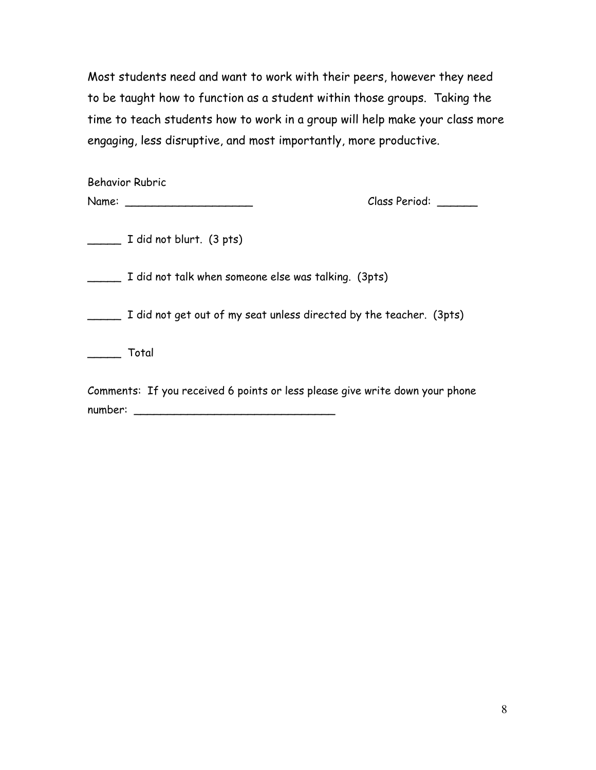Most students need and want to work with their peers, however they need to be taught how to function as a student within those groups. Taking the time to teach students how to work in a group will help make your class more engaging, less disruptive, and most importantly, more productive.

Behavior Rubric

Name: ___________________ Class Period: ______

_____ I did not blurt. (3 pts)

_____ I did not talk when someone else was talking. (3pts)

_____ I did not get out of my seat unless directed by the teacher. (3pts)

_____ Total

Comments: If you received 6 points or less please give write down your phone number: ______________________________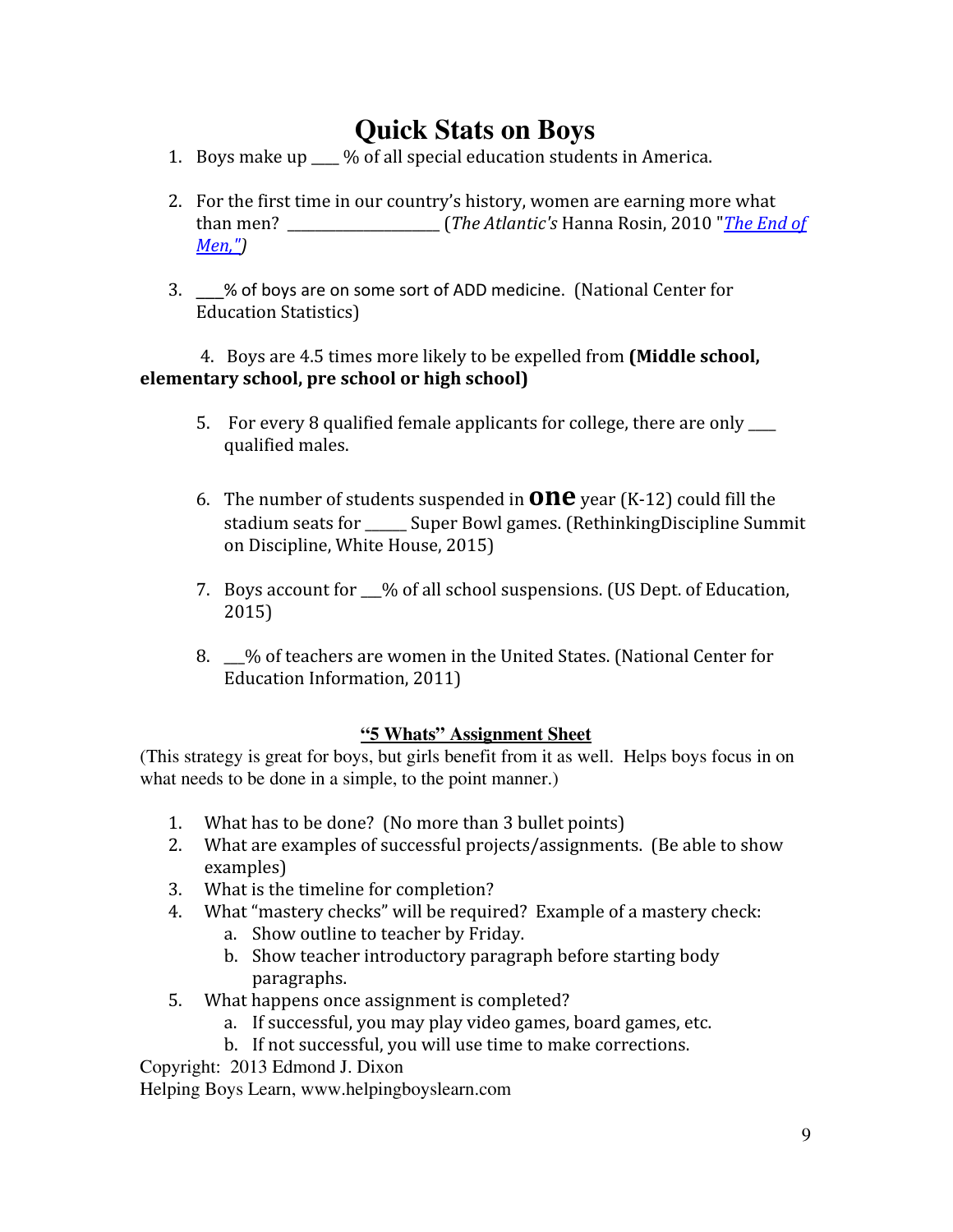# Quick Stats on Boys

1. Boys make up ___ % of all special education students in America.

2. For the first time in our country's history, women are earning more what than men? ____________________ (*The Atlantic's* Hanna Rosin, 2010 "*The End of Men,"*)

3. ___% of boys are on some sort of ADD medicine. (National Center for Education Statistics)

4. Boys are 4.5 times more likely to be expelled from **(Middle school, elementary school, pre school or high school)**

5. For every 8 qualified female applicants for college, there are only ____ qualified males.

6. The number of students suspended in **one** year (K-12) could fill the stadium seats for _____ Super Bowl games. (RethinkingDiscipline Summit on Discipline, White House, 2015)

7. Boys account for ___% of all school suspensions. (US Dept. of Education, 2015)

8. ___% of teachers are women in the United States. (National Center for Education Information, 2011)

## "5 Whats" Assignment Sheet

(This strategy is great for boys, but girls benefit from it as well. Helps boys focus in on what needs to be done in a simple, to the point manner.)

1. What has to be done? (No more than 3 bullet points)
2. What are examples of successful projects/assignments. (Be able to show examples)
3. What is the timeline for completion?
4. What "mastery checks" will be required? Example of a mastery check:
   a. Show outline to teacher by Friday.
   b. Show teacher introductory paragraph before starting body paragraphs.
5. What happens once assignment is completed?
   a. If successful, you may play video games, board games, etc.
   b. If not successful, you will use time to make corrections.

Copyright: 2013 Edmond J. Dixon
Helping Boys Learn, www.helpingboyslearn.com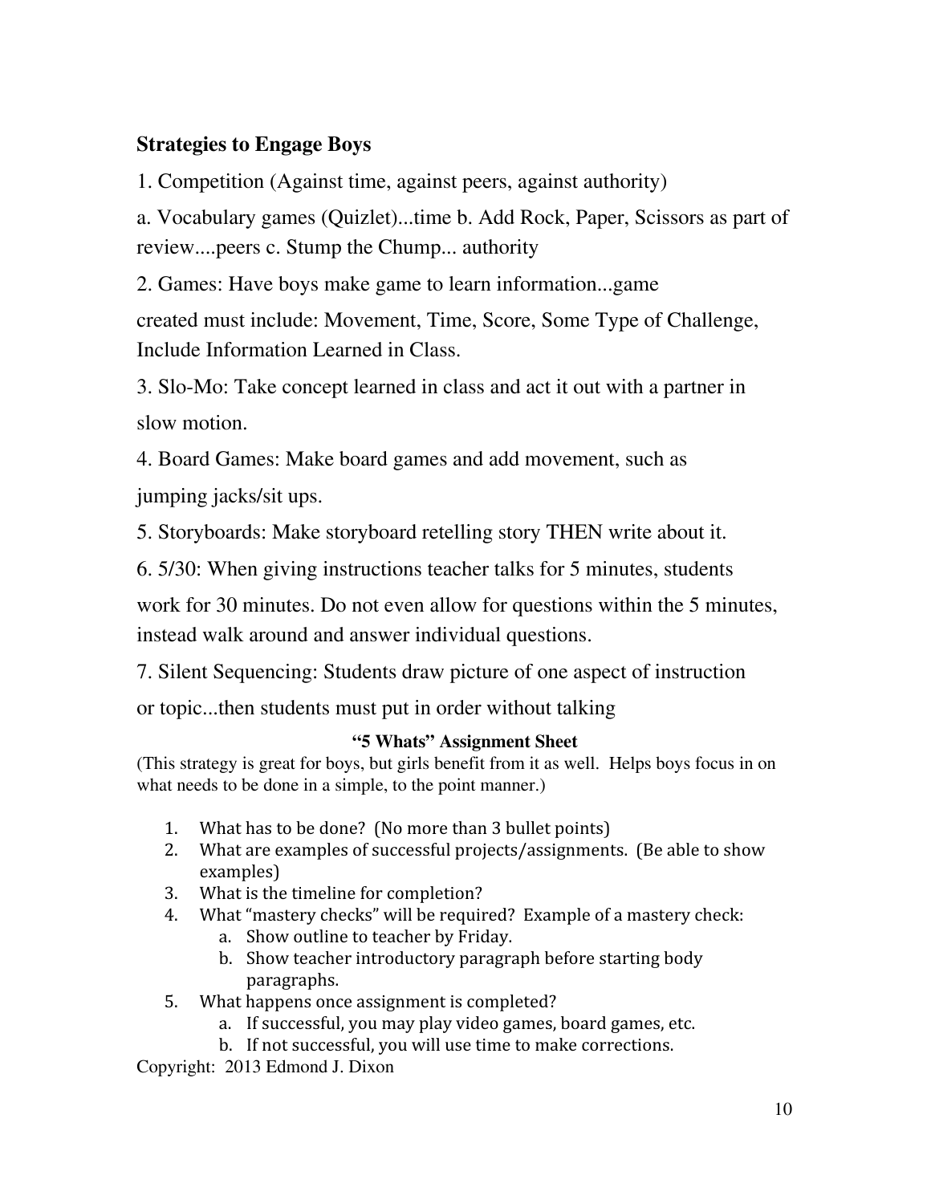## Strategies to Engage Boys

1. Competition (Against time, against peers, against authority)

a. Vocabulary games (Quizlet)...time b. Add Rock, Paper, Scissors as part of review....peers c. Stump the Chump... authority

2. Games: Have boys make game to learn information...game created must include: Movement, Time, Score, Some Type of Challenge, Include Information Learned in Class.

3. Slo-Mo: Take concept learned in class and act it out with a partner in slow motion.

4. Board Games: Make board games and add movement, such as jumping jacks/sit ups.

5. Storyboards: Make storyboard retelling story THEN write about it.

6. 5/30: When giving instructions teacher talks for 5 minutes, students work for 30 minutes. Do not even allow for questions within the 5 minutes, instead walk around and answer individual questions.

7. Silent Sequencing: Students draw picture of one aspect of instruction or topic...then students must put in order without talking

**"5 Whats" Assignment Sheet**

(This strategy is great for boys, but girls benefit from it as well. Helps boys focus in on what needs to be done in a simple, to the point manner.)

1. What has to be done? (No more than 3 bullet points)
2. What are examples of successful projects/assignments. (Be able to show examples)
3. What is the timeline for completion?
4. What "mastery checks" will be required? Example of a mastery check:
    a. Show outline to teacher by Friday.
    b. Show teacher introductory paragraph before starting body paragraphs.
5. What happens once assignment is completed?
    a. If successful, you may play video games, board games, etc.
    b. If not successful, you will use time to make corrections.

Copyright: 2013 Edmond J. Dixon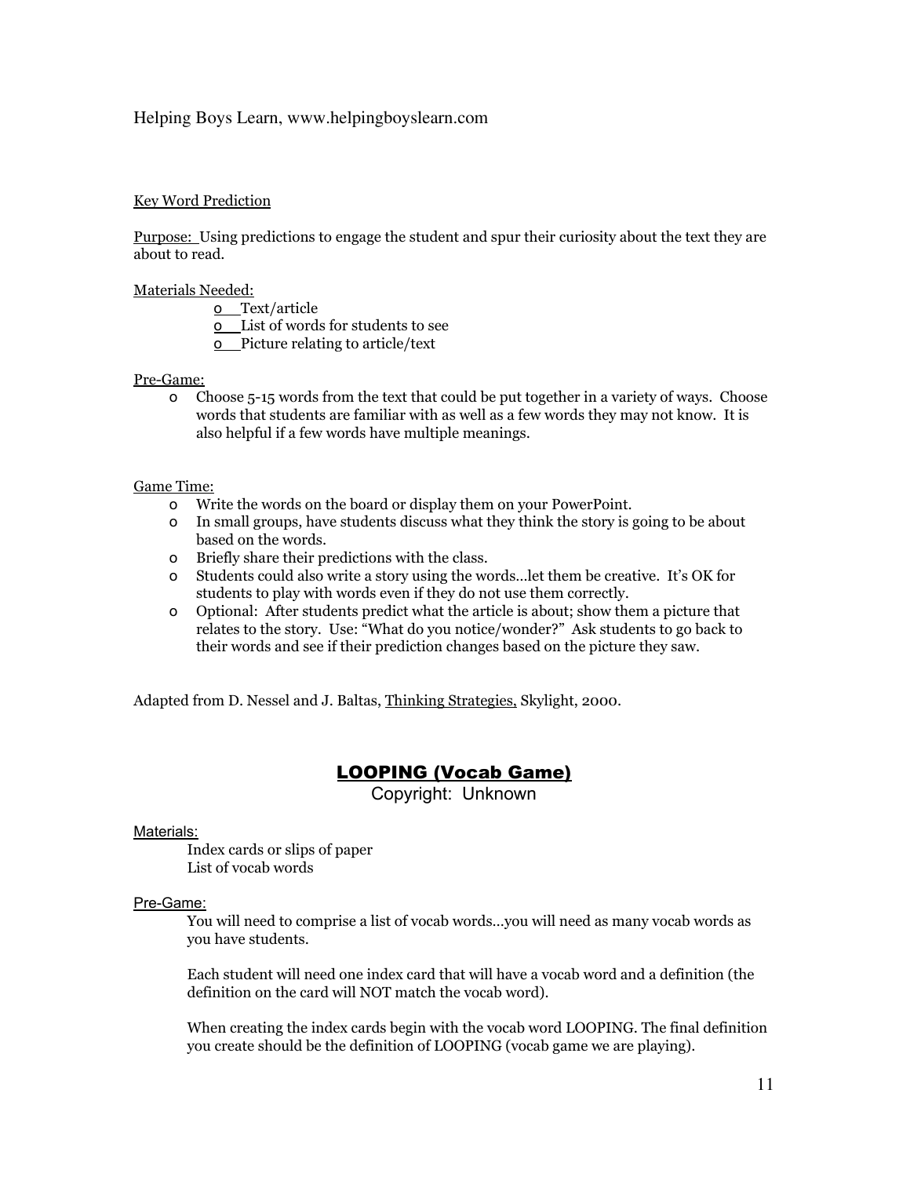Helping Boys Learn, www.helpingboyslearn.com

## Key Word Prediction

Purpose: Using predictions to engage the student and spur their curiosity about the text they are about to read.

Materials Needed:

- Text/article
- List of words for students to see
- Picture relating to article/text

Pre-Game:

- Choose 5-15 words from the text that could be put together in a variety of ways. Choose words that students are familiar with as well as a few words they may not know. It is also helpful if a few words have multiple meanings.

Game Time:

- Write the words on the board or display them on your PowerPoint.
- In small groups, have students discuss what they think the story is going to be about based on the words.
- Briefly share their predictions with the class.
- Students could also write a story using the words…let them be creative. It's OK for students to play with words even if they do not use them correctly.
- Optional: After students predict what the article is about; show them a picture that relates to the story. Use: "What do you notice/wonder?" Ask students to go back to their words and see if their prediction changes based on the picture they saw.

Adapted from D. Nessel and J. Baltas, Thinking Strategies, Skylight, 2000.

## LOOPING (Vocab Game)

Copyright: Unknown

Materials:

Index cards or slips of paper
List of vocab words

Pre-Game:

You will need to comprise a list of vocab words…you will need as many vocab words as you have students.

Each student will need one index card that will have a vocab word and a definition (the definition on the card will NOT match the vocab word).

When creating the index cards begin with the vocab word LOOPING. The final definition you create should be the definition of LOOPING (vocab game we are playing).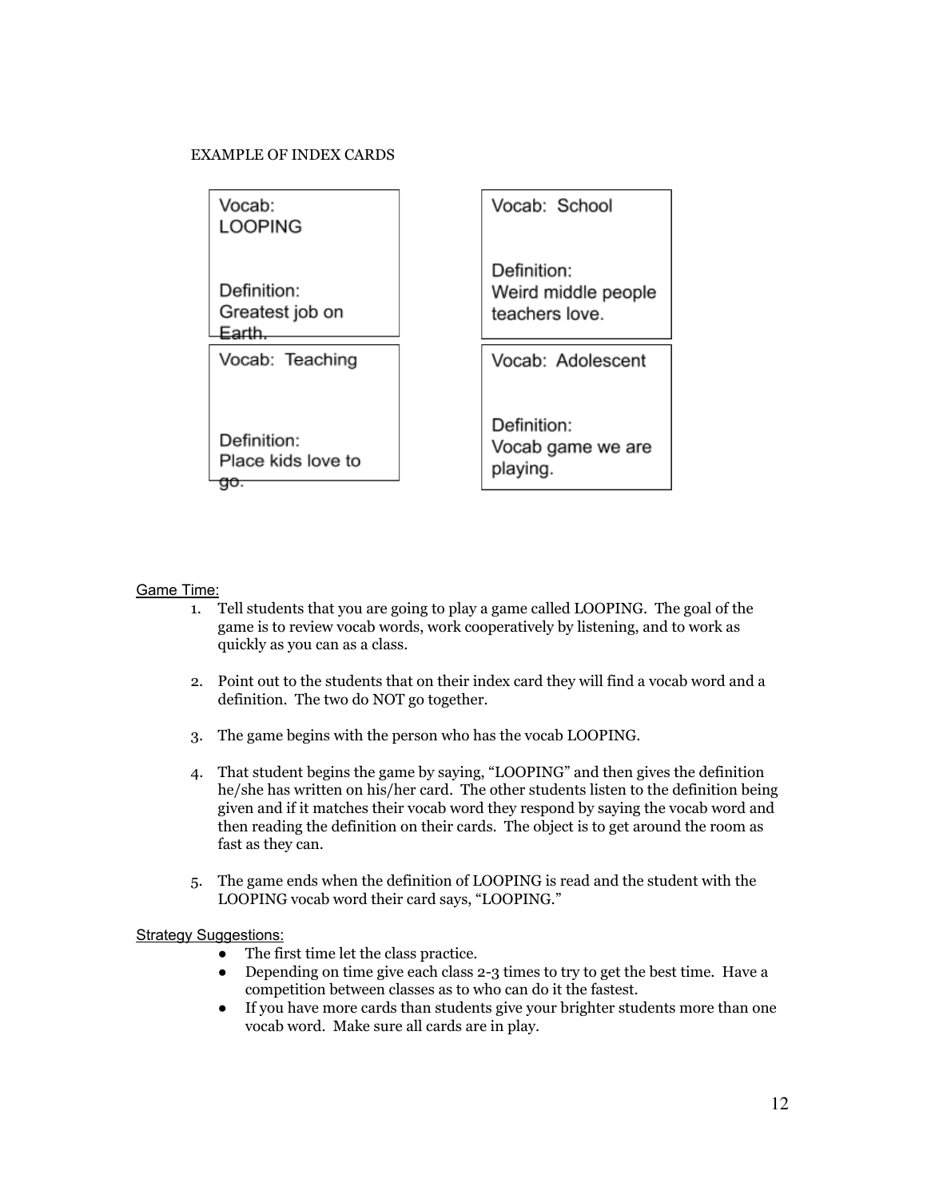EXAMPLE OF INDEX CARDS

| Vocab: LOOPING<br><br>Definition:<br>Greatest job on Earth. | Vocab: School<br><br>Definition:<br>Weird middle people teachers love. |
| --- | --- |
| Vocab: Teaching<br><br>Definition:<br>Place kids love to go. | Vocab: Adolescent<br><br>Definition:<br>Vocab game we are playing. |

Game Time:

1. Tell students that you are going to play a game called LOOPING. The goal of the game is to review vocab words, work cooperatively by listening, and to work as quickly as you can as a class.

2. Point out to the students that on their index card they will find a vocab word and a definition. The two do NOT go together.

3. The game begins with the person who has the vocab LOOPING.

4. That student begins the game by saying, "LOOPING" and then gives the definition he/she has written on his/her card. The other students listen to the definition being given and if it matches their vocab word they respond by saying the vocab word and then reading the definition on their cards. The object is to get around the room as fast as they can.

5. The game ends when the definition of LOOPING is read and the student with the LOOPING vocab word their card says, "LOOPING."

Strategy Suggestions:

- The first time let the class practice.
- Depending on time give each class 2-3 times to try to get the best time. Have a competition between classes as to who can do it the fastest.
- If you have more cards than students give your brighter students more than one vocab word. Make sure all cards are in play.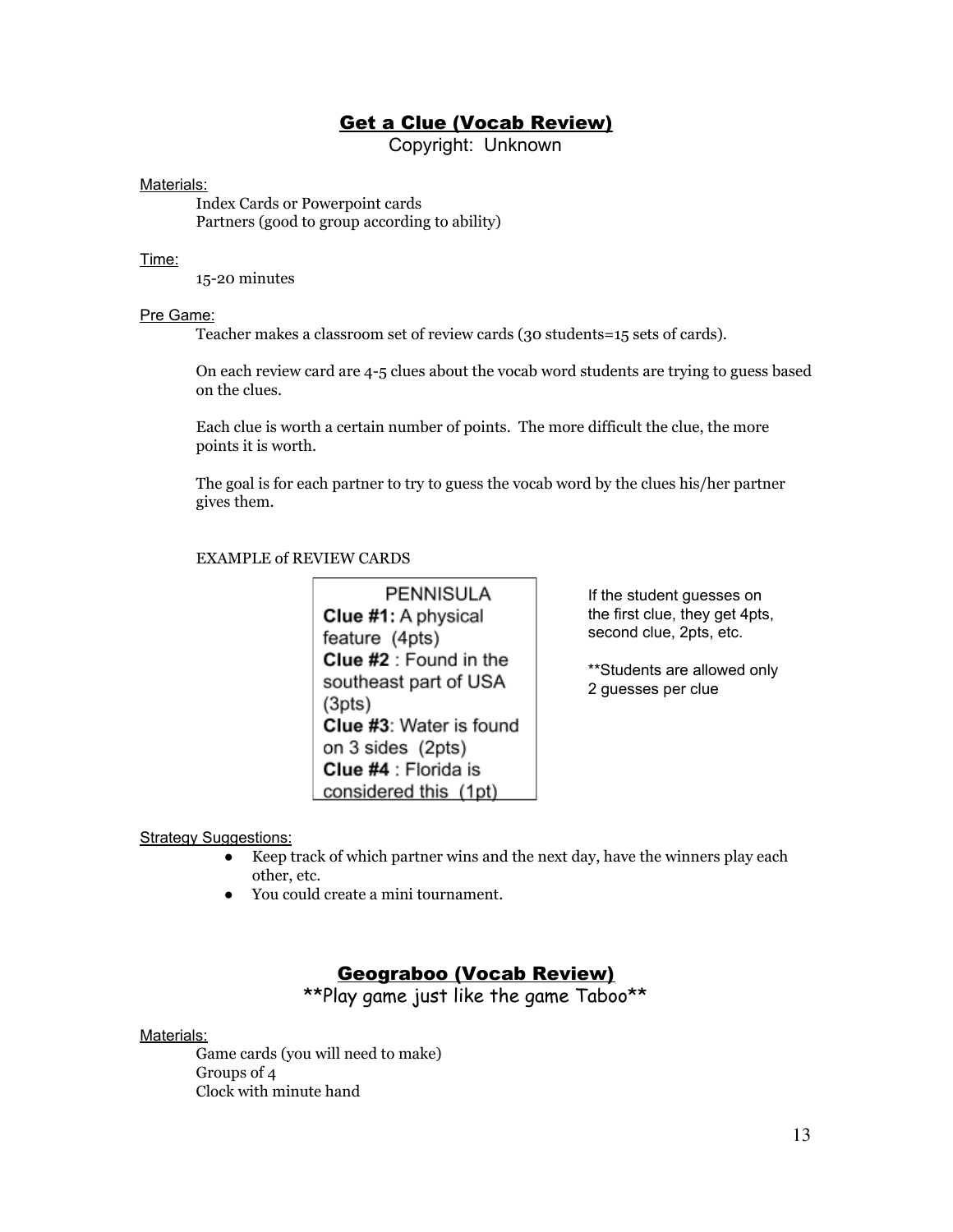## Get a Clue (Vocab Review)

Copyright: Unknown

Materials:

Index Cards or Powerpoint cards
Partners (good to group according to ability)

Time:

15-20 minutes

Pre Game:

Teacher makes a classroom set of review cards (30 students=15 sets of cards).

On each review card are 4-5 clues about the vocab word students are trying to guess based on the clues.

Each clue is worth a certain number of points. The more difficult the clue, the more points it is worth.

The goal is for each partner to try to guess the vocab word by the clues his/her partner gives them.

EXAMPLE of REVIEW CARDS

PENNISULA
**Clue #1:** A physical feature (4pts)
**Clue #2** : Found in the southeast part of USA (3pts)
**Clue #3**: Water is found on 3 sides (2pts)
**Clue #4** : Florida is considered this (1pt)

If the student guesses on the first clue, they get 4pts, second clue, 2pts, etc.

**Students are allowed only 2 guesses per clue

Strategy Suggestions:

- Keep track of which partner wins and the next day, have the winners play each other, etc.
- You could create a mini tournament.

## Geograboo (Vocab Review)

**Play game just like the game Taboo**

Materials:

Game cards (you will need to make)
Groups of 4
Clock with minute hand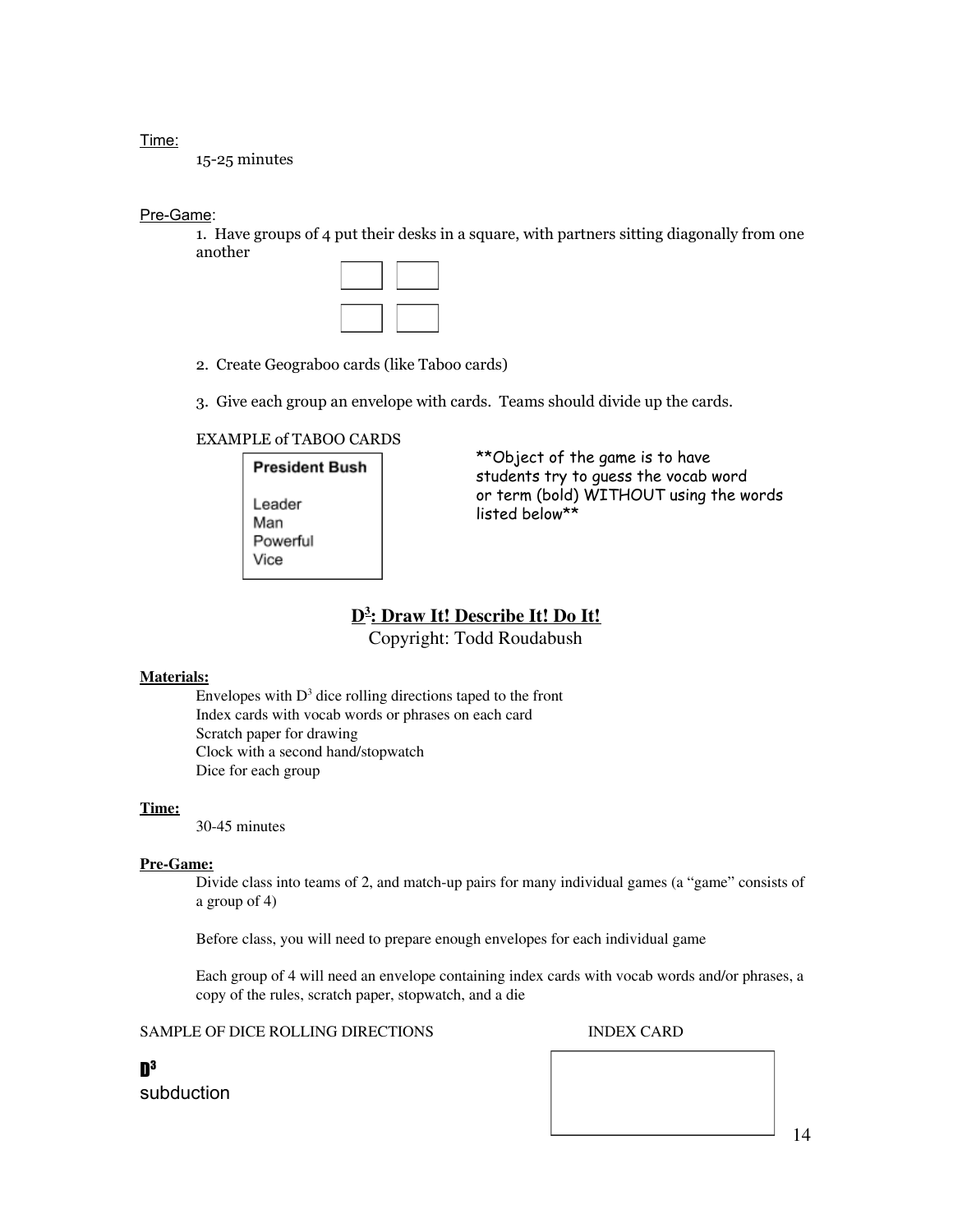Time:

15-25 minutes

Pre-Game:

1. Have groups of 4 put their desks in a square, with partners sitting diagonally from one another

2. Create Geograboo cards (like Taboo cards)

3. Give each group an envelope with cards. Teams should divide up the cards.

EXAMPLE of TABOO CARDS

| **President Bush** |
|---|
| Leader |
| Man |
| Powerful |
| Vice |

**Object of the game is to have students try to guess the vocab word or term (bold) WITHOUT using the words listed below**

## D$^3$: Draw It! Describe It! Do It!

Copyright: Todd Roudabush

**Materials:**

Envelopes with D$^3$ dice rolling directions taped to the front
Index cards with vocab words or phrases on each card
Scratch paper for drawing
Clock with a second hand/stopwatch
Dice for each group

**Time:**

30-45 minutes

**Pre-Game:**

Divide class into teams of 2, and match-up pairs for many individual games (a "game" consists of a group of 4)

Before class, you will need to prepare enough envelopes for each individual game

Each group of 4 will need an envelope containing index cards with vocab words and/or phrases, a copy of the rules, scratch paper, stopwatch, and a die

SAMPLE OF DICE ROLLING DIRECTIONS

INDEX CARD

**D$^3$**

subduction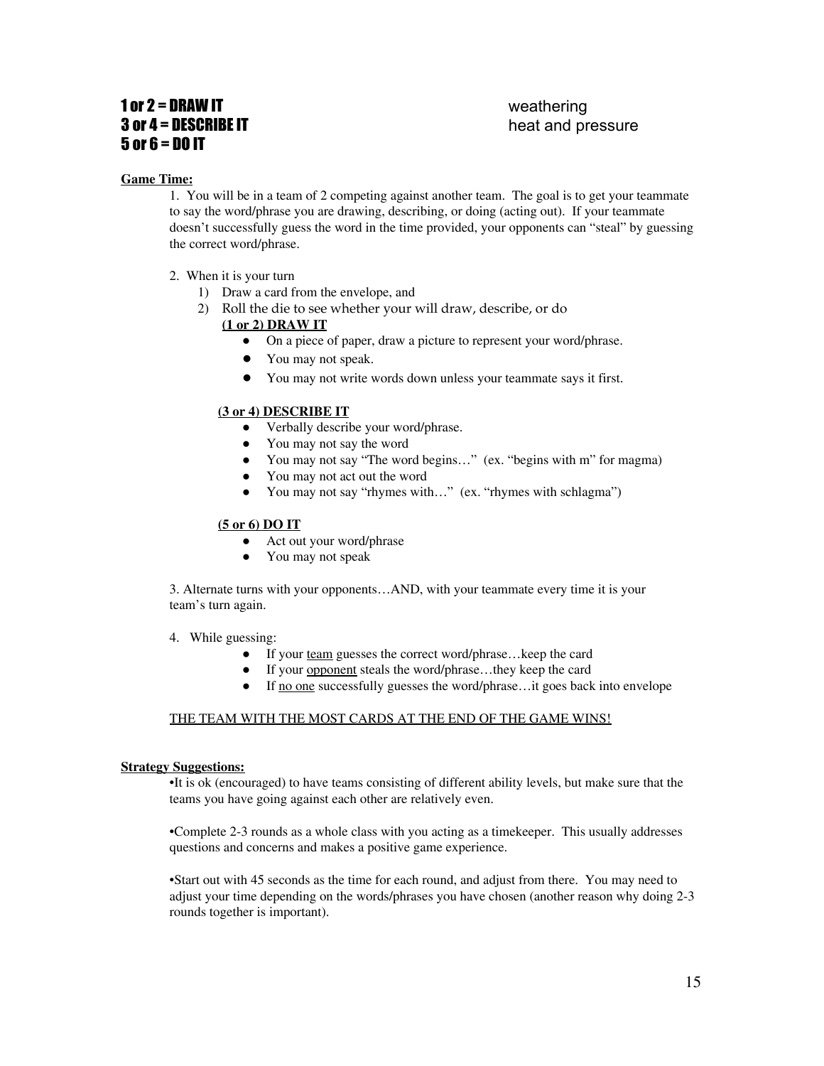**1 or 2 = DRAW IT**
**3 or 4 = DESCRIBE IT**
**5 or 6 = DO IT**

weathering
heat and pressure

**Game Time:**

1. You will be in a team of 2 competing against another team. The goal is to get your teammate to say the word/phrase you are drawing, describing, or doing (acting out). If your teammate doesn't successfully guess the word in the time provided, your opponents can "steal" by guessing the correct word/phrase.

2. When it is your turn
   1) Draw a card from the envelope, and
   2) Roll the die to see whether your will draw, describe, or do

   **(1 or 2) DRAW IT**
   - On a piece of paper, draw a picture to represent your word/phrase.
   - You may not speak.
   - You may not write words down unless your teammate says it first.

   **(3 or 4) DESCRIBE IT**
   - Verbally describe your word/phrase.
   - You may not say the word
   - You may not say "The word begins…" (ex. "begins with m" for magma)
   - You may not act out the word
   - You may not say "rhymes with…" (ex. "rhymes with schlagma")

   **(5 or 6) DO IT**
   - Act out your word/phrase
   - You may not speak

3. Alternate turns with your opponents…AND, with your teammate every time it is your team's turn again.

4. While guessing:
   - If your team guesses the correct word/phrase…keep the card
   - If your opponent steals the word/phrase…they keep the card
   - If no one successfully guesses the word/phrase…it goes back into envelope

THE TEAM WITH THE MOST CARDS AT THE END OF THE GAME WINS!

**Strategy Suggestions:**

•It is ok (encouraged) to have teams consisting of different ability levels, but make sure that the teams you have going against each other are relatively even.

•Complete 2-3 rounds as a whole class with you acting as a timekeeper. This usually addresses questions and concerns and makes a positive game experience.

•Start out with 45 seconds as the time for each round, and adjust from there. You may need to adjust your time depending on the words/phrases you have chosen (another reason why doing 2-3 rounds together is important).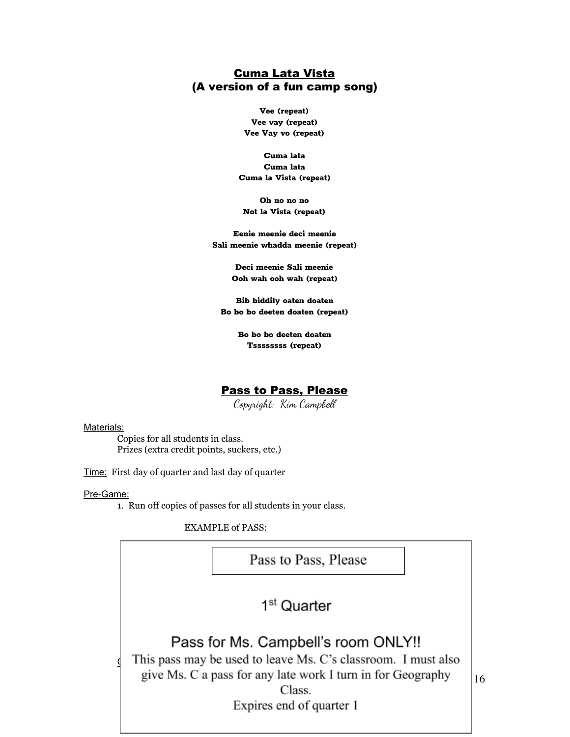## Cuma Lata Vista
## (A version of a fun camp song)

**Vee (repeat)**
**Vee vay (repeat)**
**Vee Vay vo (repeat)**

**Cuma lata**
**Cuma lata**
**Cuma la Vista (repeat)**

**Oh no no no**
**Not la Vista (repeat)**

**Eenie meenie deci meenie**
**Sali meenie whadda meenie (repeat)**

**Deci meenie Sali meenie**
**Ooh wah ooh wah (repeat)**

**Bib biddily oaten doaten**
**Bo bo bo deeten doaten (repeat)**

**Bo bo bo deeten doaten**
**Tssssssss (repeat)**

## Pass to Pass, Please

*Copyright: Kim Campbell*

Materials:
- Copies for all students in class.
- Prizes (extra credit points, suckers, etc.)

Time: First day of quarter and last day of quarter

Pre-Game:
1. Run off copies of passes for all students in your class.

EXAMPLE of PASS:

> Pass to Pass, Please
>
> 1st Quarter
>
> Pass for Ms. Campbell's room ONLY!!
> This pass may be used to leave Ms. C's classroom. I must also give Ms. C a pass for any late work I turn in for Geography Class.
> Expires end of quarter 1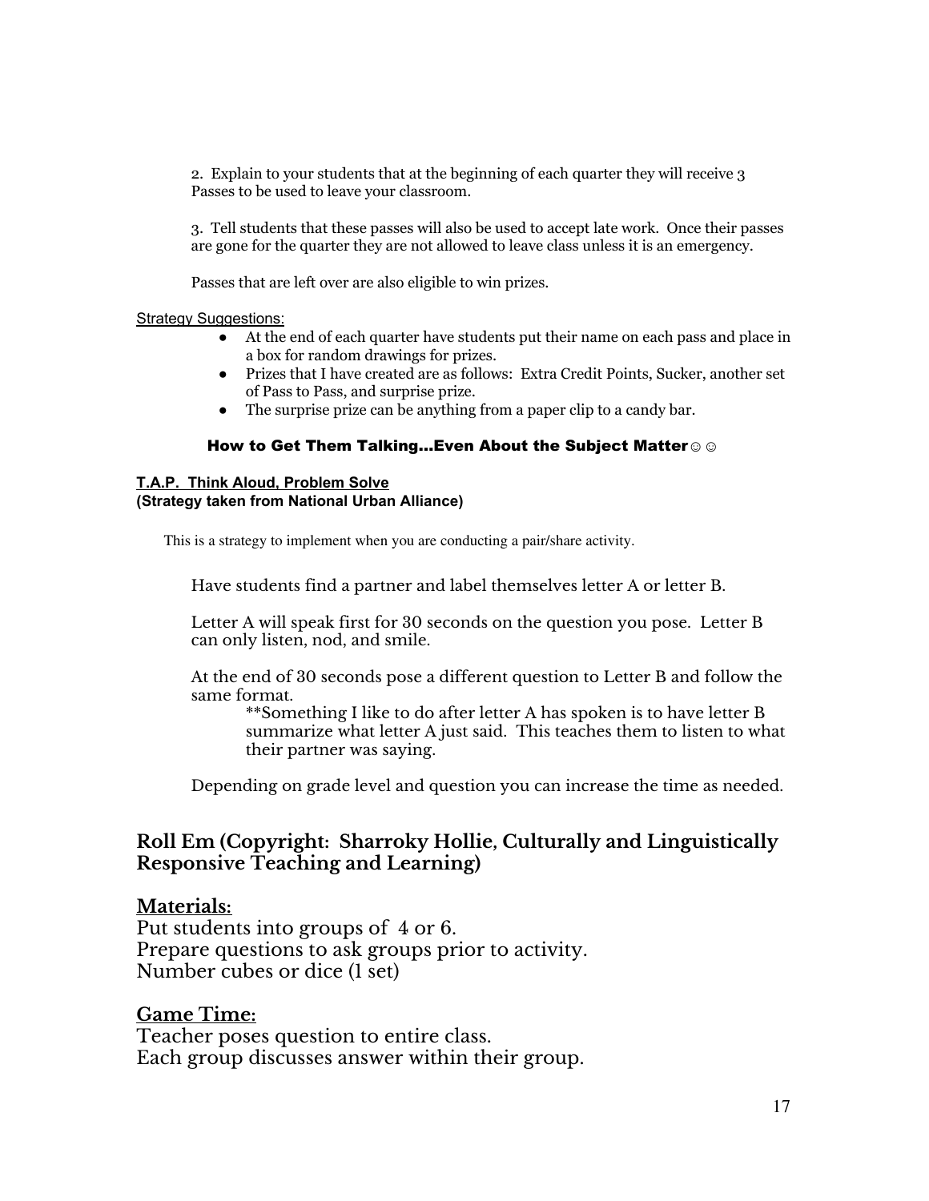2. Explain to your students that at the beginning of each quarter they will receive 3 Passes to be used to leave your classroom.

3. Tell students that these passes will also be used to accept late work. Once their passes are gone for the quarter they are not allowed to leave class unless it is an emergency.

Passes that are left over are also eligible to win prizes.

Strategy Suggestions:

- At the end of each quarter have students put their name on each pass and place in a box for random drawings for prizes.
- Prizes that I have created are as follows: Extra Credit Points, Sucker, another set of Pass to Pass, and surprise prize.
- The surprise prize can be anything from a paper clip to a candy bar.

### How to Get Them Talking…Even About the Subject Matter☺☺

**T.A.P. Think Aloud, Problem Solve**
**(Strategy taken from National Urban Alliance)**

This is a strategy to implement when you are conducting a pair/share activity.

Have students find a partner and label themselves letter A or letter B.

Letter A will speak first for 30 seconds on the question you pose. Letter B can only listen, nod, and smile.

At the end of 30 seconds pose a different question to Letter B and follow the same format.

> **Something I like to do after letter A has spoken is to have letter B summarize what letter A just said. This teaches them to listen to what their partner was saying.

Depending on grade level and question you can increase the time as needed.

## Roll Em (Copyright: Sharroky Hollie, Culturally and Linguistically Responsive Teaching and Learning)

### Materials:

Put students into groups of 4 or 6.
Prepare questions to ask groups prior to activity.
Number cubes or dice (1 set)

### Game Time:

Teacher poses question to entire class.
Each group discusses answer within their group.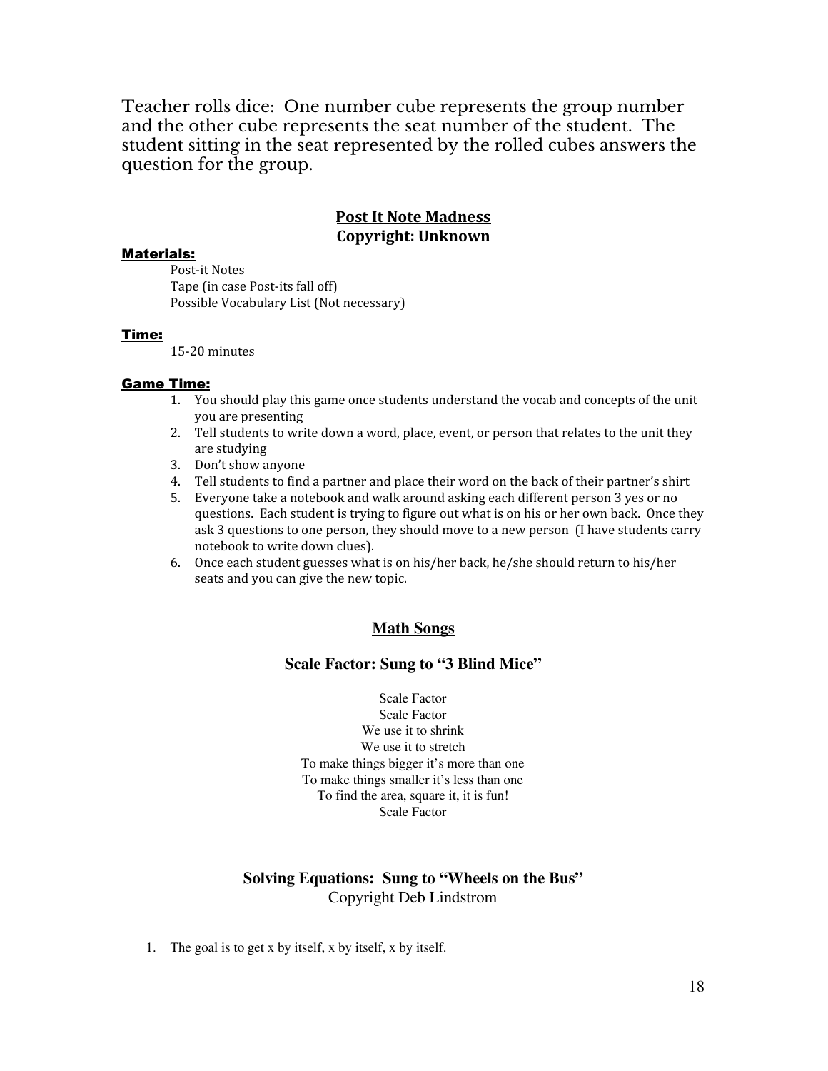Teacher rolls dice: One number cube represents the group number and the other cube represents the seat number of the student. The student sitting in the seat represented by the rolled cubes answers the question for the group.

## Post It Note Madness
**Copyright: Unknown**

**Materials:**

Post-it Notes
Tape (in case Post-its fall off)
Possible Vocabulary List (Not necessary)

**Time:**

15-20 minutes

**Game Time:**

1. You should play this game once students understand the vocab and concepts of the unit you are presenting
2. Tell students to write down a word, place, event, or person that relates to the unit they are studying
3. Don't show anyone
4. Tell students to find a partner and place their word on the back of their partner's shirt
5. Everyone take a notebook and walk around asking each different person 3 yes or no questions. Each student is trying to figure out what is on his or her own back. Once they ask 3 questions to one person, they should move to a new person (I have students carry notebook to write down clues).
6. Once each student guesses what is on his/her back, he/she should return to his/her seats and you can give the new topic.

## Math Songs

### Scale Factor: Sung to "3 Blind Mice"

Scale Factor
Scale Factor
We use it to shrink
We use it to stretch
To make things bigger it's more than one
To make things smaller it's less than one
To find the area, square it, it is fun!
Scale Factor

### Solving Equations: Sung to "Wheels on the Bus"
Copyright Deb Lindstrom

1. The goal is to get x by itself, x by itself, x by itself.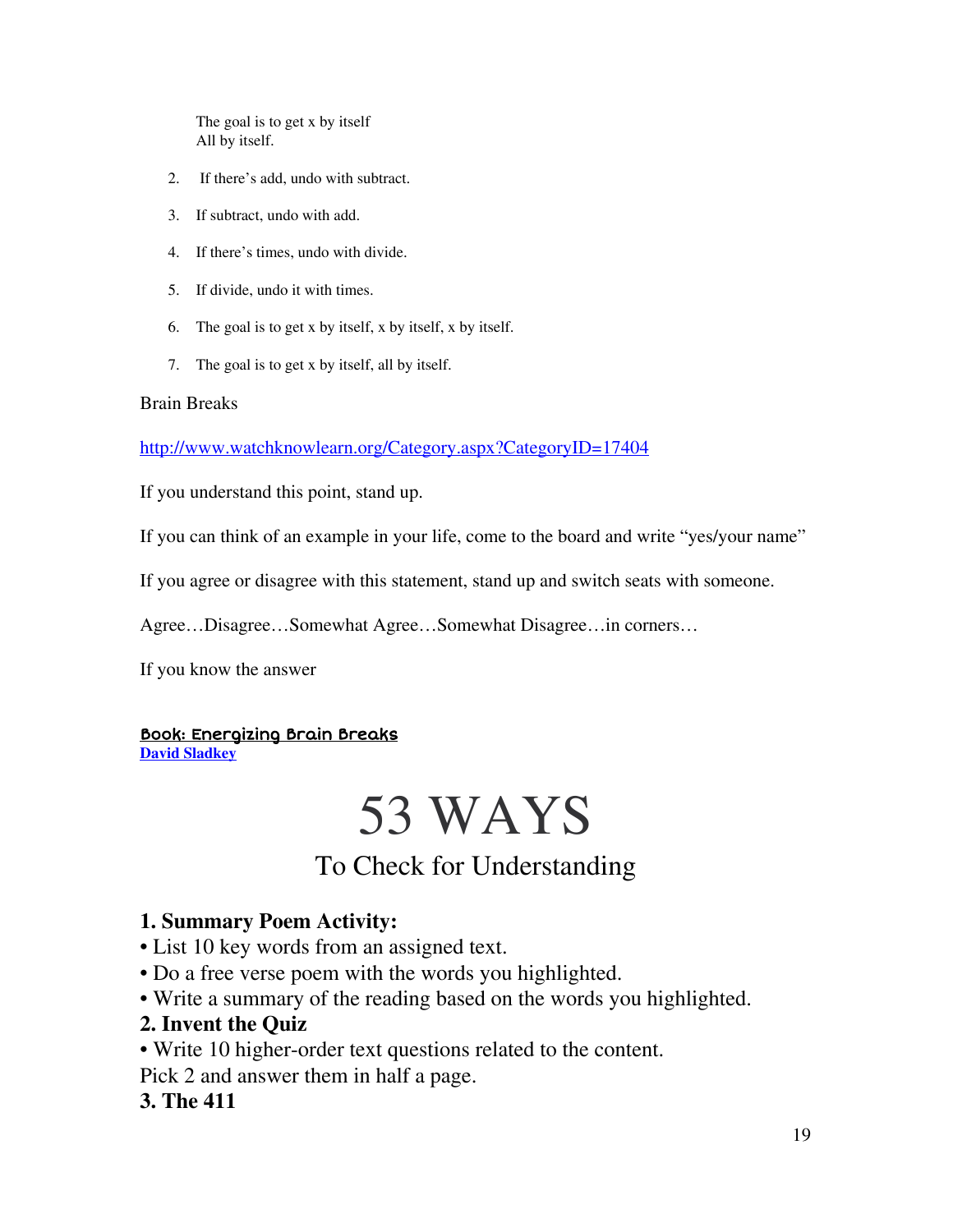The goal is to get x by itself
All by itself.

2. If there's add, undo with subtract.

3. If subtract, undo with add.

4. If there's times, undo with divide.

5. If divide, undo it with times.

6. The goal is to get x by itself, x by itself, x by itself.

7. The goal is to get x by itself, all by itself.

Brain Breaks

http://www.watchknowlearn.org/Category.aspx?CategoryID=17404

If you understand this point, stand up.

If you can think of an example in your life, come to the board and write "yes/your name"

If you agree or disagree with this statement, stand up and switch seats with someone.

Agree…Disagree…Somewhat Agree…Somewhat Disagree…in corners…

If you know the answer

**Book: Energizing Brain Breaks**
**David Sladkey**

# 53 WAYS

## To Check for Understanding

**1. Summary Poem Activity:**

- List 10 key words from an assigned text.
- Do a free verse poem with the words you highlighted.
- Write a summary of the reading based on the words you highlighted.

**2. Invent the Quiz**

- Write 10 higher-order text questions related to the content.

Pick 2 and answer them in half a page.

**3. The 411**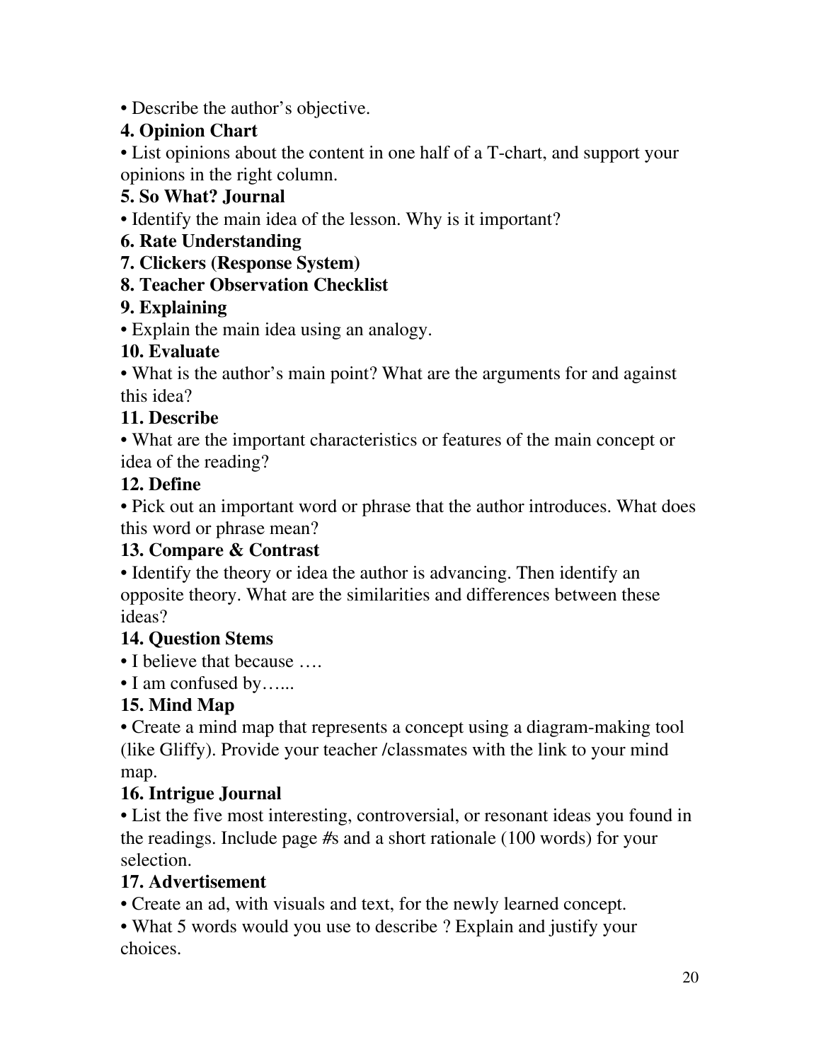- Describe the author's objective.

**4. Opinion Chart**

- List opinions about the content in one half of a T-chart, and support your opinions in the right column.

**5. So What? Journal**

- Identify the main idea of the lesson. Why is it important?

**6. Rate Understanding**

**7. Clickers (Response System)**

**8. Teacher Observation Checklist**

**9. Explaining**

- Explain the main idea using an analogy.

**10. Evaluate**

- What is the author's main point? What are the arguments for and against this idea?

**11. Describe**

- What are the important characteristics or features of the main concept or idea of the reading?

**12. Define**

- Pick out an important word or phrase that the author introduces. What does this word or phrase mean?

**13. Compare & Contrast**

- Identify the theory or idea the author is advancing. Then identify an opposite theory. What are the similarities and differences between these ideas?

**14. Question Stems**

- I believe that because ….
- I am confused by…...

**15. Mind Map**

- Create a mind map that represents a concept using a diagram-making tool (like Gliffy). Provide your teacher /classmates with the link to your mind map.

**16. Intrigue Journal**

- List the five most interesting, controversial, or resonant ideas you found in the readings. Include page #s and a short rationale (100 words) for your selection.

**17. Advertisement**

- Create an ad, with visuals and text, for the newly learned concept.
- What 5 words would you use to describe ? Explain and justify your choices.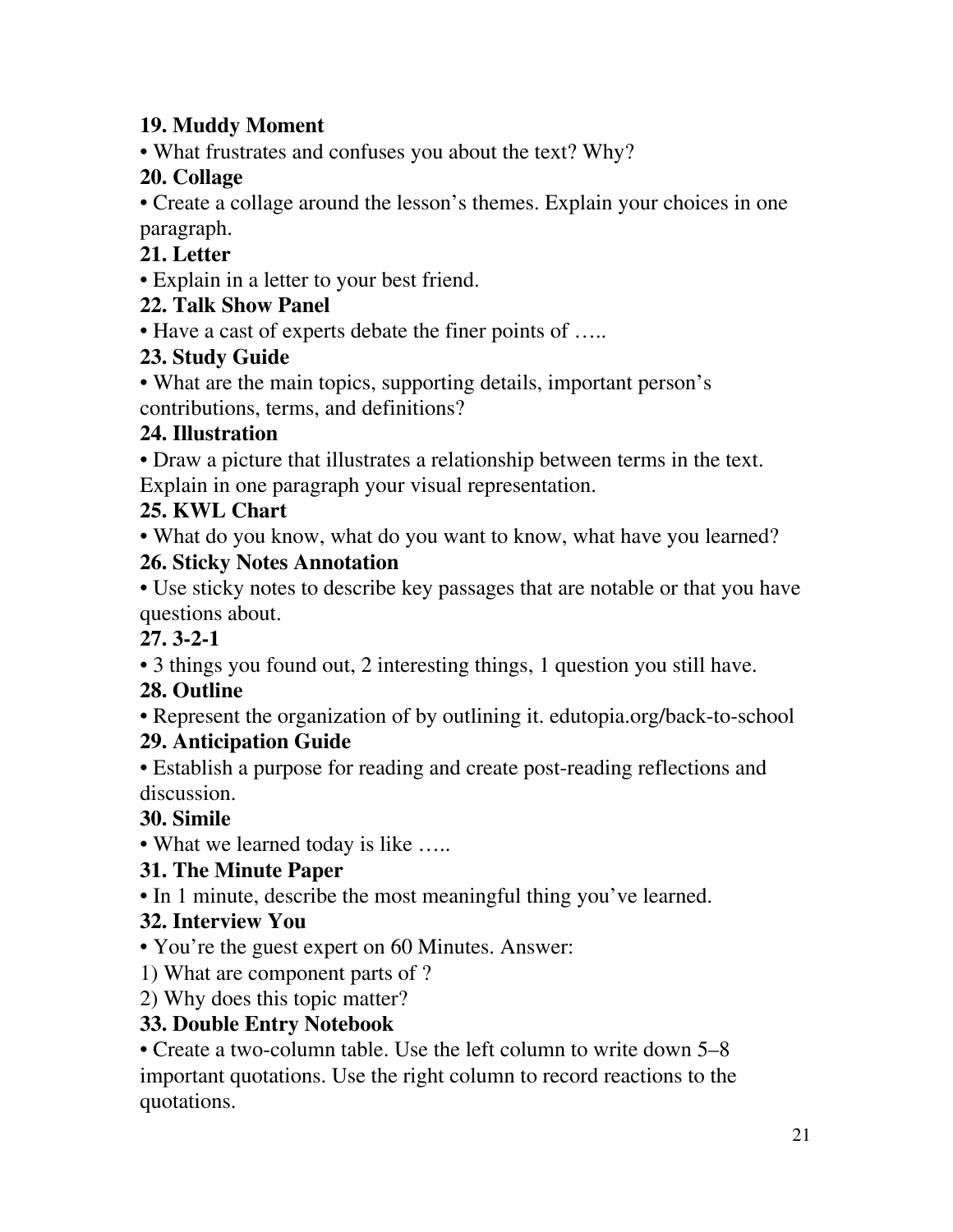**19. Muddy Moment**

• What frustrates and confuses you about the text? Why?

**20. Collage**

• Create a collage around the lesson's themes. Explain your choices in one paragraph.

**21. Letter**

• Explain in a letter to your best friend.

**22. Talk Show Panel**

• Have a cast of experts debate the finer points of …..

**23. Study Guide**

• What are the main topics, supporting details, important person's contributions, terms, and definitions?

**24. Illustration**

• Draw a picture that illustrates a relationship between terms in the text. Explain in one paragraph your visual representation.

**25. KWL Chart**

• What do you know, what do you want to know, what have you learned?

**26. Sticky Notes Annotation**

• Use sticky notes to describe key passages that are notable or that you have questions about.

**27. 3-2-1**

• 3 things you found out, 2 interesting things, 1 question you still have.

**28. Outline**

• Represent the organization of by outlining it. edutopia.org/back-to-school

**29. Anticipation Guide**

• Establish a purpose for reading and create post-reading reflections and discussion.

**30. Simile**

• What we learned today is like …..

**31. The Minute Paper**

• In 1 minute, describe the most meaningful thing you've learned.

**32. Interview You**

• You're the guest expert on 60 Minutes. Answer:

1) What are component parts of ?

2) Why does this topic matter?

**33. Double Entry Notebook**

• Create a two-column table. Use the left column to write down 5–8 important quotations. Use the right column to record reactions to the quotations.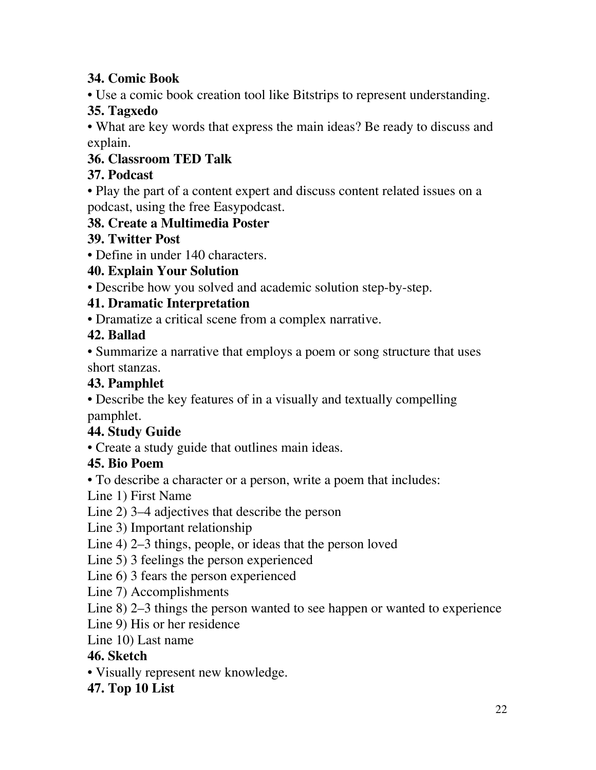**34. Comic Book**

• Use a comic book creation tool like Bitstrips to represent understanding.

**35. Tagxedo**

• What are key words that express the main ideas? Be ready to discuss and explain.

**36. Classroom TED Talk**

**37. Podcast**

• Play the part of a content expert and discuss content related issues on a podcast, using the free Easypodcast.

**38. Create a Multimedia Poster**

**39. Twitter Post**

• Define in under 140 characters.

**40. Explain Your Solution**

• Describe how you solved and academic solution step-by-step.

**41. Dramatic Interpretation**

• Dramatize a critical scene from a complex narrative.

**42. Ballad**

• Summarize a narrative that employs a poem or song structure that uses short stanzas.

**43. Pamphlet**

• Describe the key features of in a visually and textually compelling pamphlet.

**44. Study Guide**

• Create a study guide that outlines main ideas.

**45. Bio Poem**

• To describe a character or a person, write a poem that includes:

Line 1) First Name
Line 2) 3–4 adjectives that describe the person
Line 3) Important relationship
Line 4) 2–3 things, people, or ideas that the person loved
Line 5) 3 feelings the person experienced
Line 6) 3 fears the person experienced
Line 7) Accomplishments
Line 8) 2–3 things the person wanted to see happen or wanted to experience
Line 9) His or her residence
Line 10) Last name

**46. Sketch**

• Visually represent new knowledge.

**47. Top 10 List**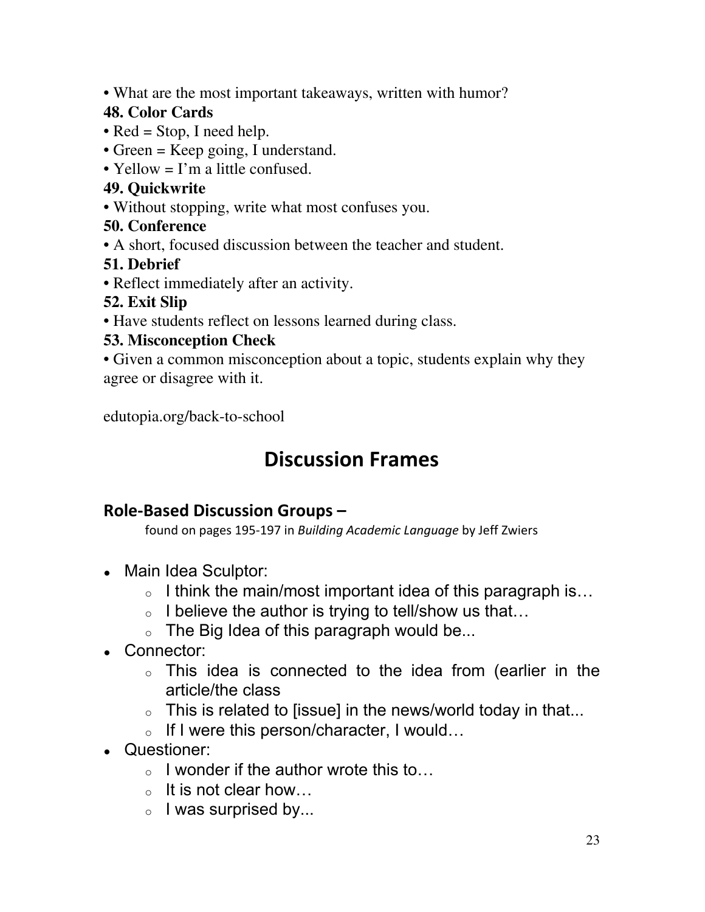• What are the most important takeaways, written with humor?

**48. Color Cards**

• Red = Stop, I need help.
• Green = Keep going, I understand.
• Yellow = I'm a little confused.

**49. Quickwrite**

• Without stopping, write what most confuses you.

**50. Conference**

• A short, focused discussion between the teacher and student.

**51. Debrief**

• Reflect immediately after an activity.

**52. Exit Slip**

• Have students reflect on lessons learned during class.

**53. Misconception Check**

• Given a common misconception about a topic, students explain why they agree or disagree with it.

edutopia.org/back-to-school

# Discussion Frames

## Role-Based Discussion Groups –

found on pages 195-197 in *Building Academic Language* by Jeff Zwiers

- Main Idea Sculptor:
  - I think the main/most important idea of this paragraph is…
  - I believe the author is trying to tell/show us that…
  - The Big Idea of this paragraph would be...
- Connector:
  - This idea is connected to the idea from (earlier in the article/the class
  - This is related to [issue] in the news/world today in that...
  - If I were this person/character, I would…
- Questioner:
  - I wonder if the author wrote this to…
  - It is not clear how…
  - I was surprised by...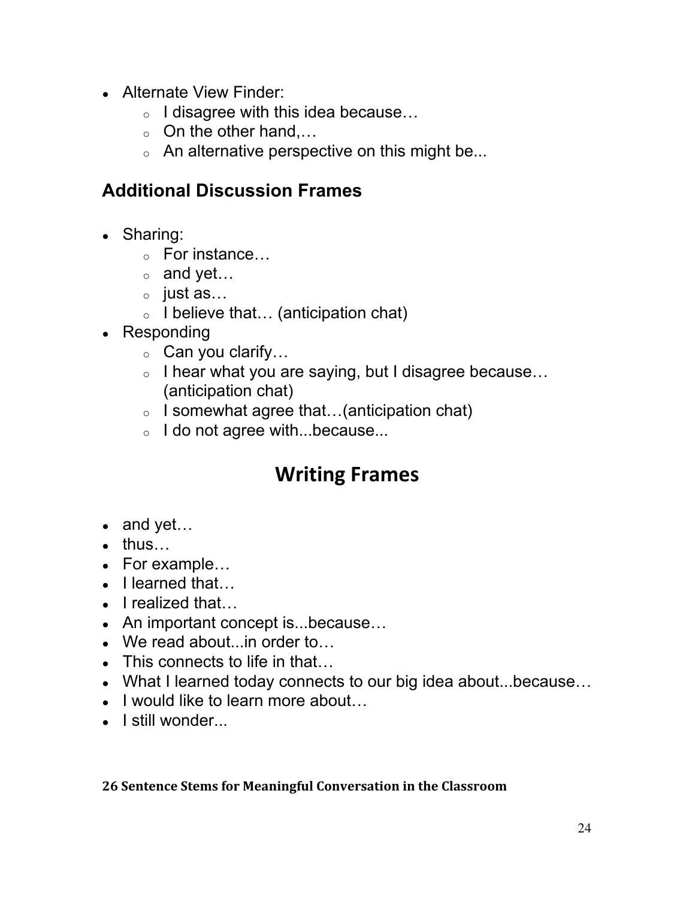- Alternate View Finder:
  - I disagree with this idea because…
  - On the other hand,…
  - An alternative perspective on this might be...

### Additional Discussion Frames

- Sharing:
  - For instance…
  - and yet…
  - just as…
  - I believe that… (anticipation chat)
- Responding
  - Can you clarify…
  - I hear what you are saying, but I disagree because… (anticipation chat)
  - I somewhat agree that…(anticipation chat)
  - I do not agree with...because...

## Writing Frames

- and yet…
- thus…
- For example…
- I learned that…
- I realized that…
- An important concept is...because…
- We read about...in order to…
- This connects to life in that…
- What I learned today connects to our big idea about...because…
- I would like to learn more about…
- I still wonder...

**26 Sentence Stems for Meaningful Conversation in the Classroom**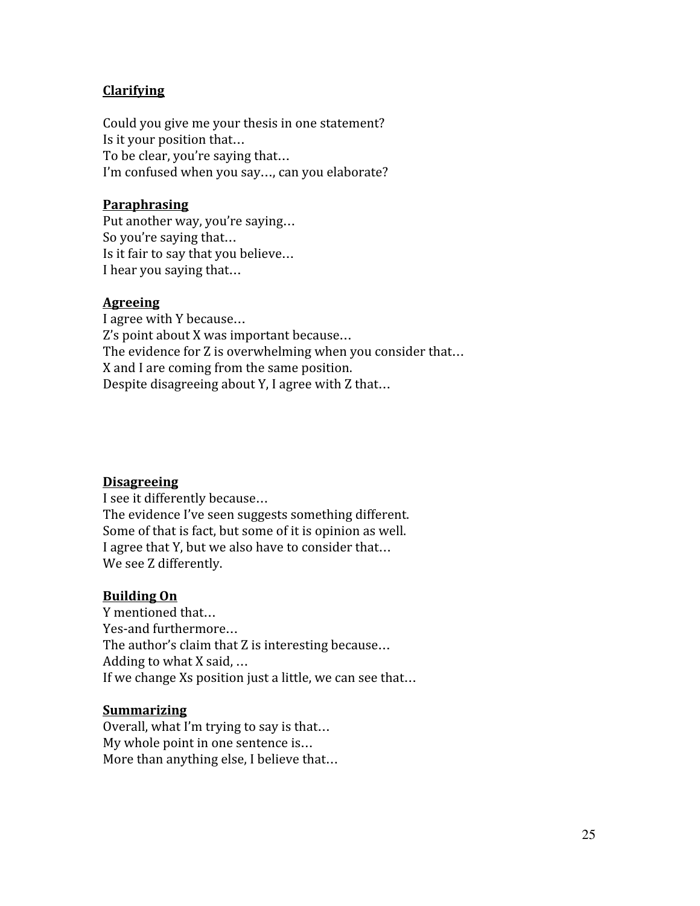**Clarifying**

Could you give me your thesis in one statement?
Is it your position that…
To be clear, you're saying that…
I'm confused when you say…, can you elaborate?

**Paraphrasing**

Put another way, you're saying…
So you're saying that…
Is it fair to say that you believe…
I hear you saying that…

**Agreeing**

I agree with Y because…
Z's point about X was important because…
The evidence for Z is overwhelming when you consider that…
X and I are coming from the same position.
Despite disagreeing about Y, I agree with Z that…

**Disagreeing**

I see it differently because…
The evidence I've seen suggests something different.
Some of that is fact, but some of it is opinion as well.
I agree that Y, but we also have to consider that…
We see Z differently.

**Building On**

Y mentioned that…
Yes-and furthermore…
The author's claim that Z is interesting because…
Adding to what X said, …
If we change Xs position just a little, we can see that…

**Summarizing**

Overall, what I'm trying to say is that…
My whole point in one sentence is…
More than anything else, I believe that…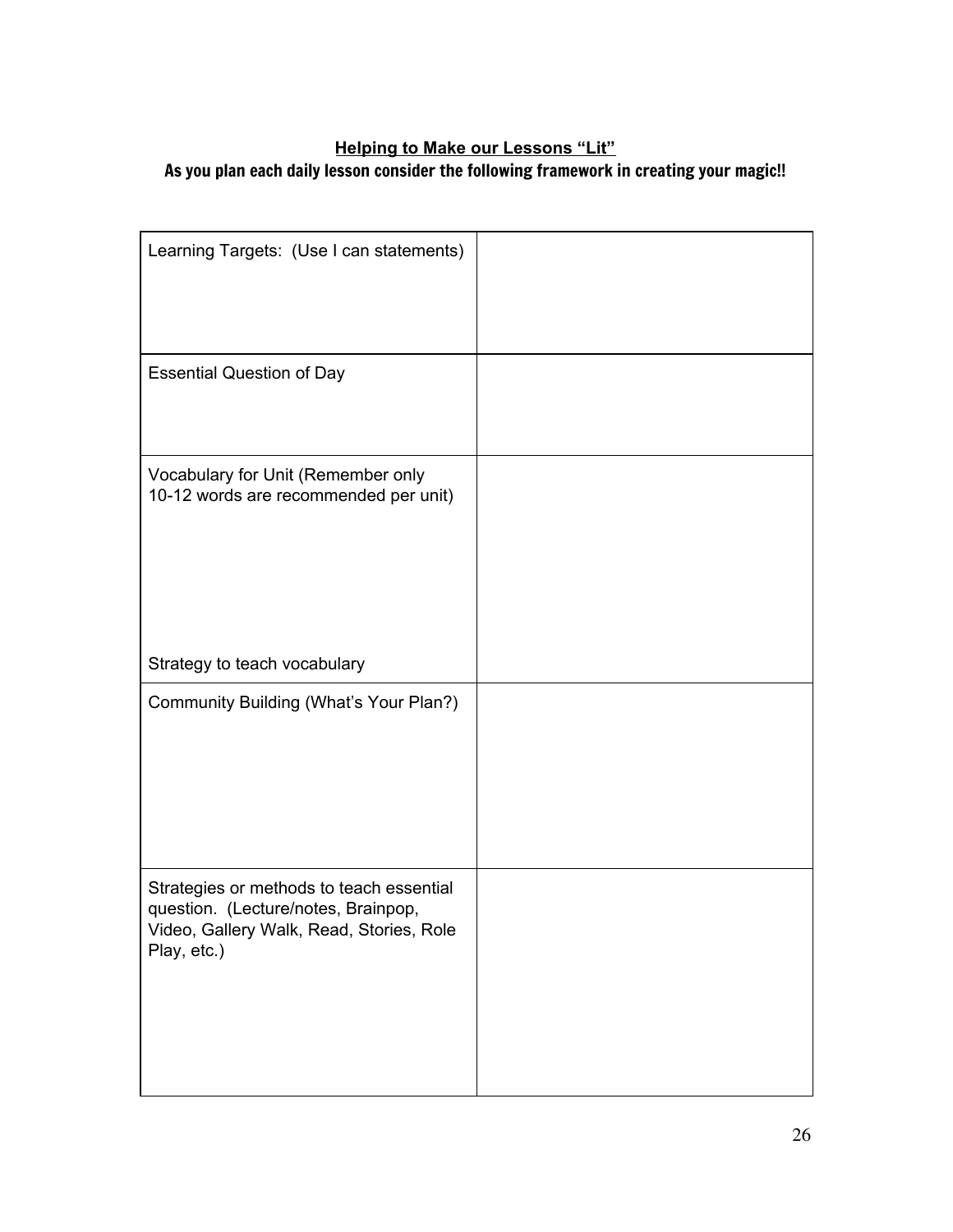**<u>Helping to Make our Lessons "Lit"</u>**

**As you plan each daily lesson consider the following framework in creating your magic!!**

| | |
|---|---|
| Learning Targets: (Use I can statements) | |
| Essential Question of Day | |
| Vocabulary for Unit (Remember only 10-12 words are recommended per unit)<br><br>Strategy to teach vocabulary | |
| Community Building (What's Your Plan?) | |
| Strategies or methods to teach essential question. (Lecture/notes, Brainpop, Video, Gallery Walk, Read, Stories, Role Play, etc.) | |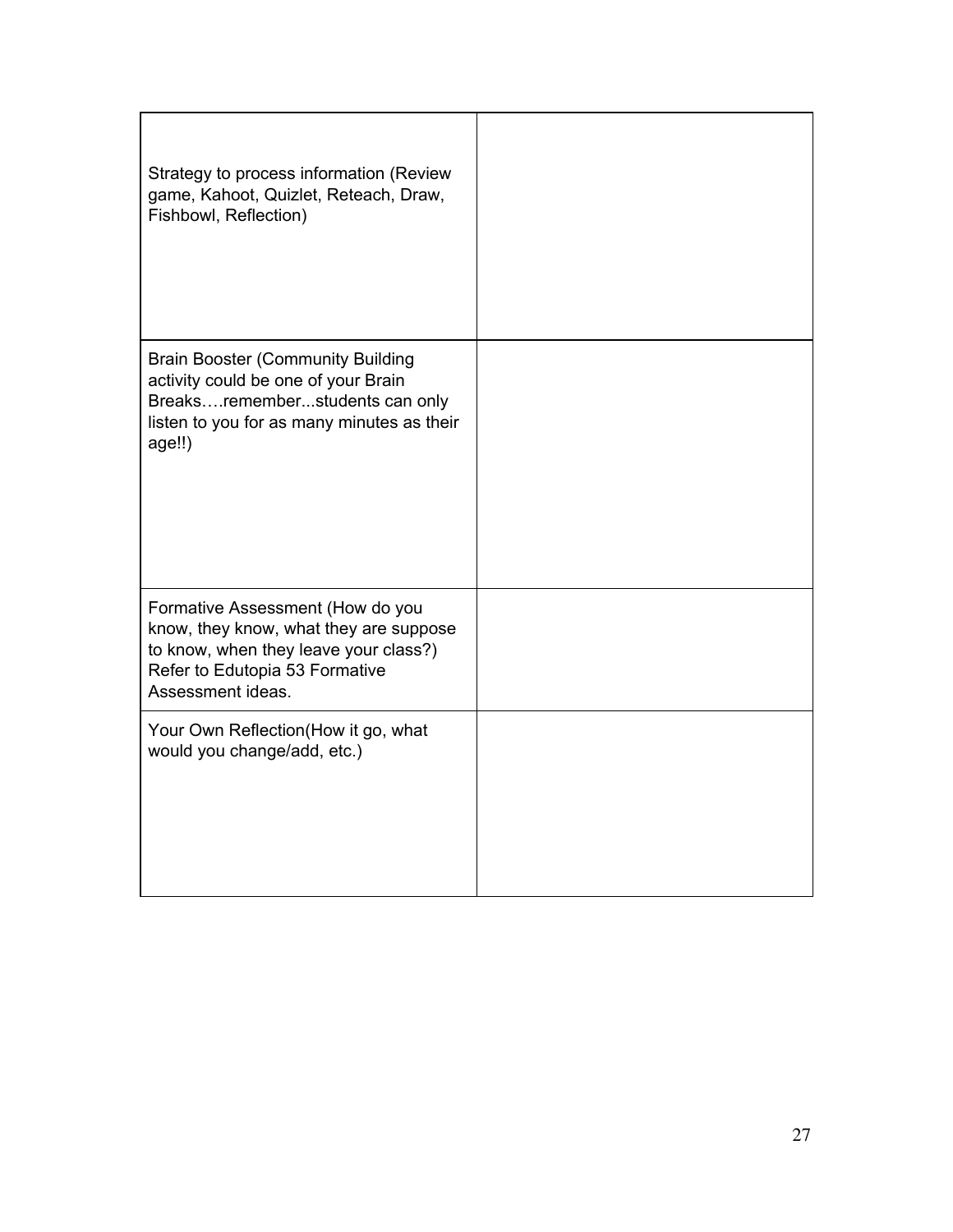| | |
|---|---|
| Strategy to process information (Review game, Kahoot, Quizlet, Reteach, Draw, Fishbowl, Reflection) | |
| Brain Booster (Community Building activity could be one of your Brain Breaks….remember...students can only listen to you for as many minutes as their age!!) | |
| Formative Assessment (How do you know, they know, what they are suppose to know, when they leave your class?) Refer to Edutopia 53 Formative Assessment ideas. | |
| Your Own Reflection(How it go, what would you change/add, etc.) | |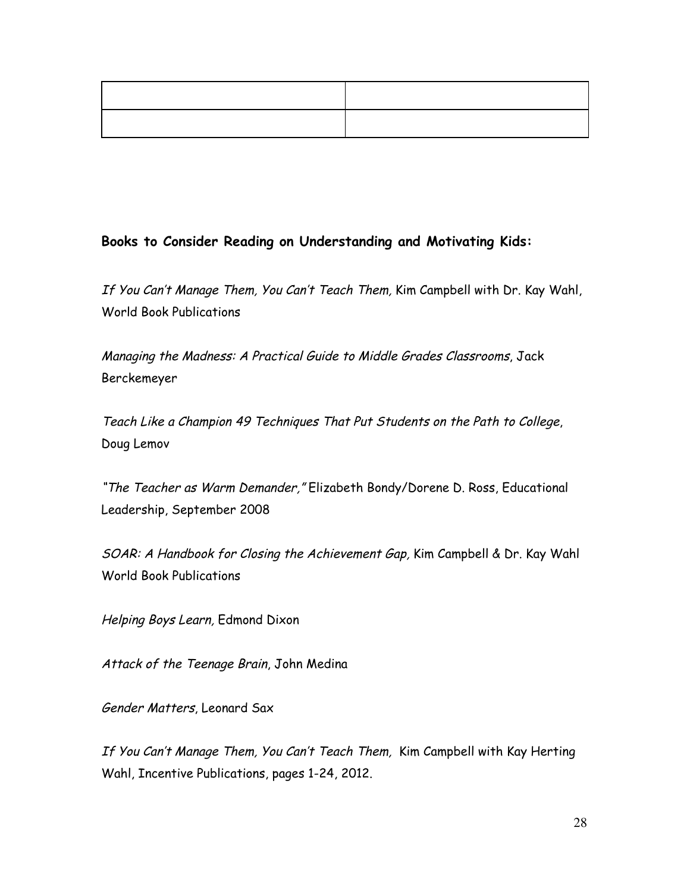| | |
|---|---|
| | |

**Books to Consider Reading on Understanding and Motivating Kids:**

*If You Can't Manage Them, You Can't Teach Them,* Kim Campbell with Dr. Kay Wahl, World Book Publications

*Managing the Madness: A Practical Guide to Middle Grades Classrooms*, Jack Berckemeyer

*Teach Like a Champion 49 Techniques That Put Students on the Path to College*, Doug Lemov

*"The Teacher as Warm Demander,"* Elizabeth Bondy/Dorene D. Ross, Educational Leadership, September 2008

*SOAR: A Handbook for Closing the Achievement Gap,* Kim Campbell & Dr. Kay Wahl World Book Publications

*Helping Boys Learn,* Edmond Dixon

*Attack of the Teenage Brain*, John Medina

*Gender Matters*, Leonard Sax

*If You Can't Manage Them, You Can't Teach Them,* Kim Campbell with Kay Herting Wahl, Incentive Publications, pages 1-24, 2012.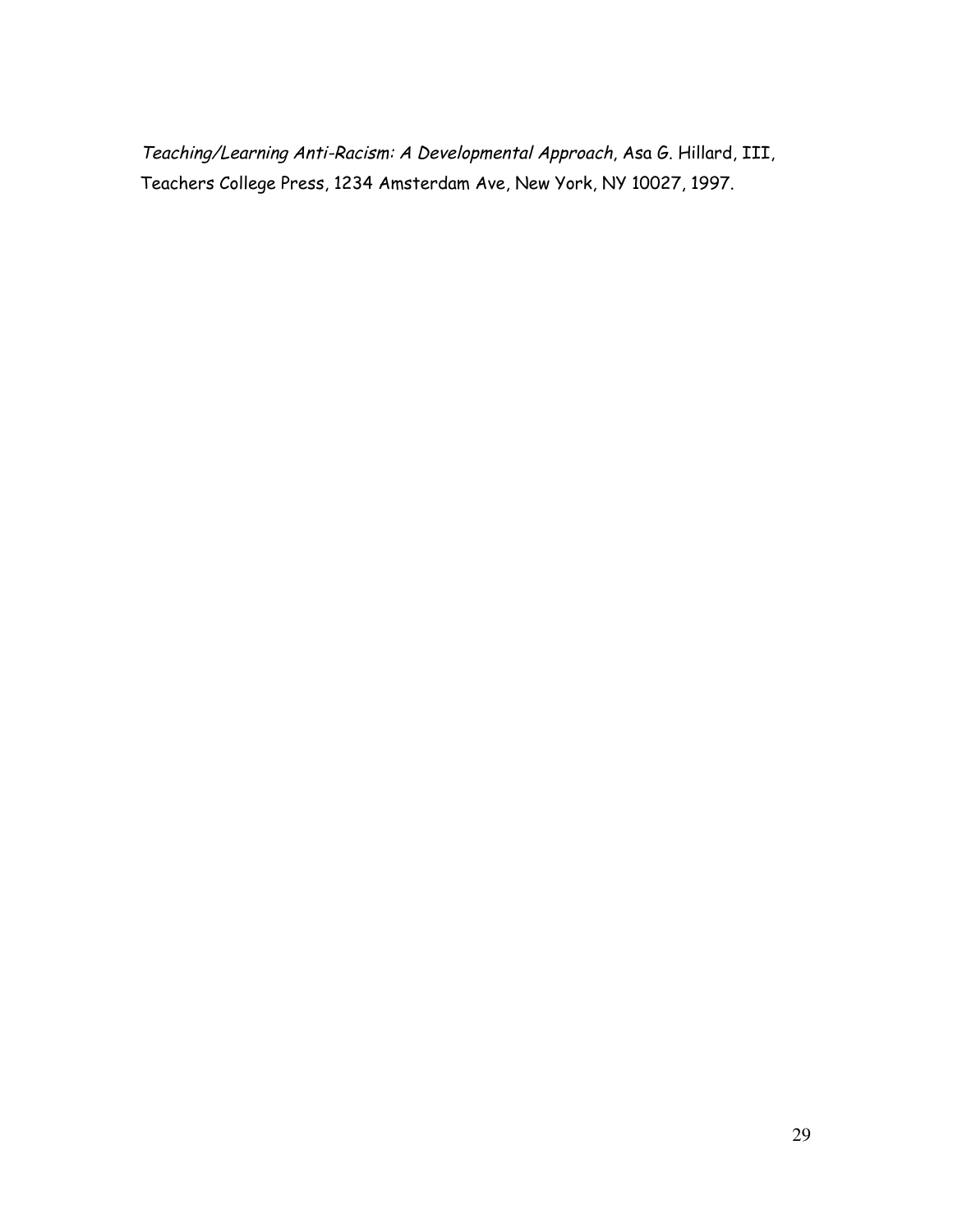*Teaching/Learning Anti-Racism: A Developmental Approach*, Asa G. Hillard, III, Teachers College Press, 1234 Amsterdam Ave, New York, NY 10027, 1997.